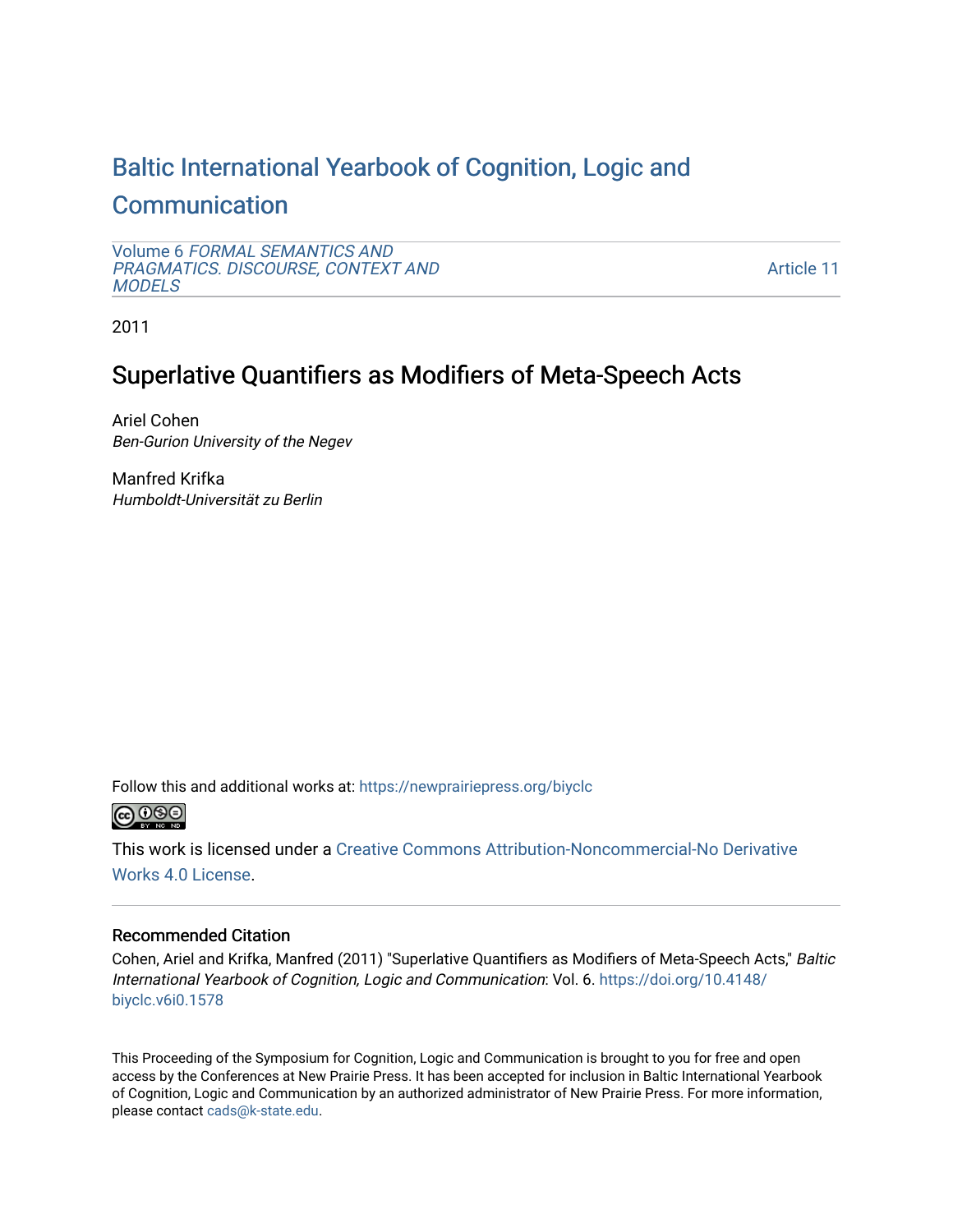# Baltic International Yearbook of Cognition, Logic and Communication

Volume 6 *FORMAL SEMANTICS AND PRAGMATICS. DISCOURSE, CONTEXT AND MODELS*

Article 11

2011

## Superlative Quantifiers as Modifiers of Meta-Speech Acts

Ariel Cohen
*Ben-Gurion University of the Negev*

Manfred Krifka
*Humboldt-Universität zu Berlin*

Follow this and additional works at: https://newprairiepress.org/biyclc

This work is licensed under a Creative Commons Attribution-Noncommercial-No Derivative Works 4.0 License.

### Recommended Citation

Cohen, Ariel and Krifka, Manfred (2011) "Superlative Quantifiers as Modifiers of Meta-Speech Acts," *Baltic International Yearbook of Cognition, Logic and Communication*: Vol. 6. https://doi.org/10.4148/biyclc.v6i0.1578

This Proceeding of the Symposium for Cognition, Logic and Communication is brought to you for free and open access by the Conferences at New Prairie Press. It has been accepted for inclusion in Baltic International Yearbook of Cognition, Logic and Communication by an authorized administrator of New Prairie Press. For more information, please contact cads@k-state.edu.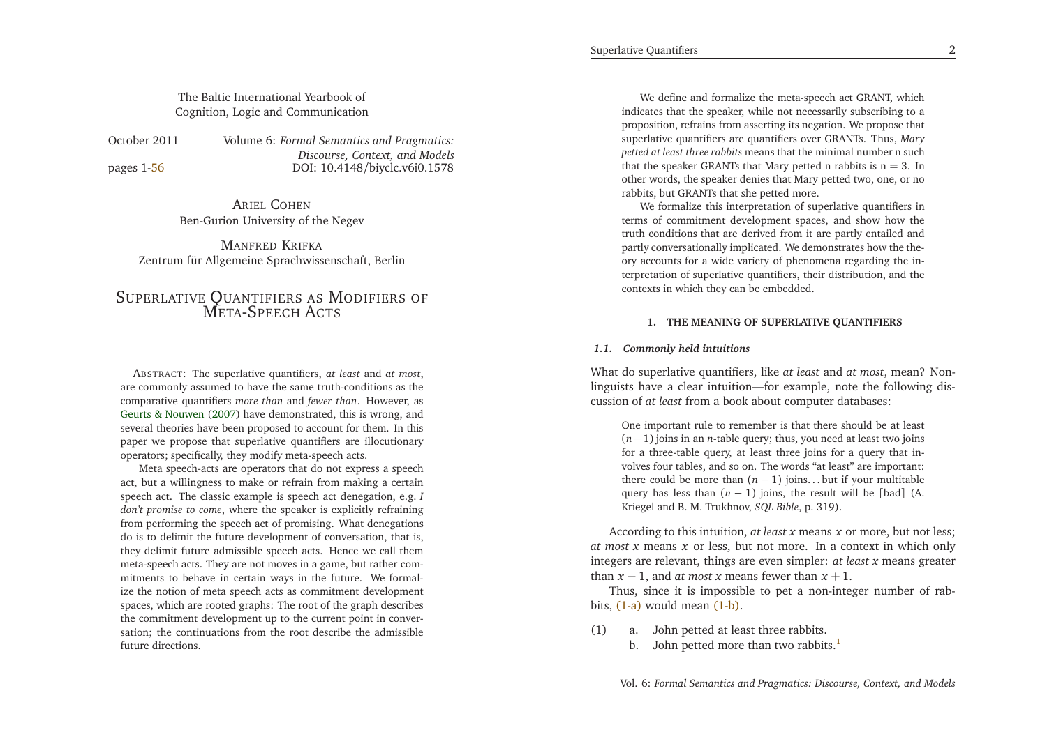The Baltic International Yearbook of Cognition, Logic and Communication

October 2011 — Volume 6: *Formal Semantics and Pragmatics: Discourse, Context, and Models*

pages 1-56 — DOI: 10.4148/biyclc.v6i0.1578

Ariel Cohen
Ben-Gurion University of the Negev

Manfred Krifka
Zentrum für Allgemeine Sprachwissenschaft, Berlin

# Superlative Quantifiers as Modifiers of Meta-Speech Acts

Abstract: The superlative quantifiers, *at least* and *at most*, are commonly assumed to have the same truth-conditions as the comparative quantifiers *more than* and *fewer than*. However, as Geurts & Nouwen (2007) have demonstrated, this is wrong, and several theories have been proposed to account for them. In this paper we propose that superlative quantifiers are illocutionary operators; specifically, they modify meta-speech acts.

Meta speech-acts are operators that do not express a speech act, but a willingness to make or refrain from making a certain speech act. The classic example is speech act denegation, e.g. *I don't promise to come*, where the speaker is explicitly refraining from performing the speech act of promising. What denegations do is to delimit the future development of conversation, that is, they delimit future admissible speech acts. Hence we call them meta-speech acts. They are not moves in a game, but rather commitments to behave in certain ways in the future. We formalize the notion of meta speech acts as commitment development spaces, which are rooted graphs: The root of the graph describes the commitment development up to the current point in conversation; the continuations from the root describe the admissible future directions.

We define and formalize the meta-speech act GRANT, which indicates that the speaker, while not necessarily subscribing to a proposition, refrains from asserting its negation. We propose that superlative quantifiers are quantifiers over GRANTs. Thus, *Mary petted at least three rabbits* means that the minimal number n such that the speaker GRANTs that Mary petted n rabbits is n = 3. In other words, the speaker denies that Mary petted two, one, or no rabbits, but GRANTs that she petted more.

We formalize this interpretation of superlative quantifiers in terms of commitment development spaces, and show how the truth conditions that are derived from it are partly entailed and partly conversationally implicated. We demonstrates how the theory accounts for a wide variety of phenomena regarding the interpretation of superlative quantifiers, their distribution, and the contexts in which they can be embedded.

## 1. THE MEANING OF SUPERLATIVE QUANTIFIERS

### 1.1. Commonly held intuitions

What do superlative quantifiers, like *at least* and *at most*, mean? Nonlinguists have a clear intuition—for example, note the following discussion of *at least* from a book about computer databases:

> One important rule to remember is that there should be at least $(n-1)$ joins in an $n$-table query; thus, you need at least two joins for a three-table query, at least three joins for a query that involves four tables, and so on. The words "at least" are important: there could be more than $(n-1)$ joins... but if your multitable query has less than $(n-1)$ joins, the result will be [bad] (A. Kriegel and B. M. Trukhnov, *SQL Bible*, p. 319).

According to this intuition, *at least* $x$ means $x$ or more, but not less; *at most* $x$ means $x$ or less, but not more. In a context in which only integers are relevant, things are even simpler: *at least* $x$ means greater than $x-1$, and *at most* $x$ means fewer than $x+1$.

Thus, since it is impossible to pet a non-integer number of rabbits, (1-a) would mean (1-b).

(1) a. John petted at least three rabbits.
 b. John petted more than two rabbits.[1]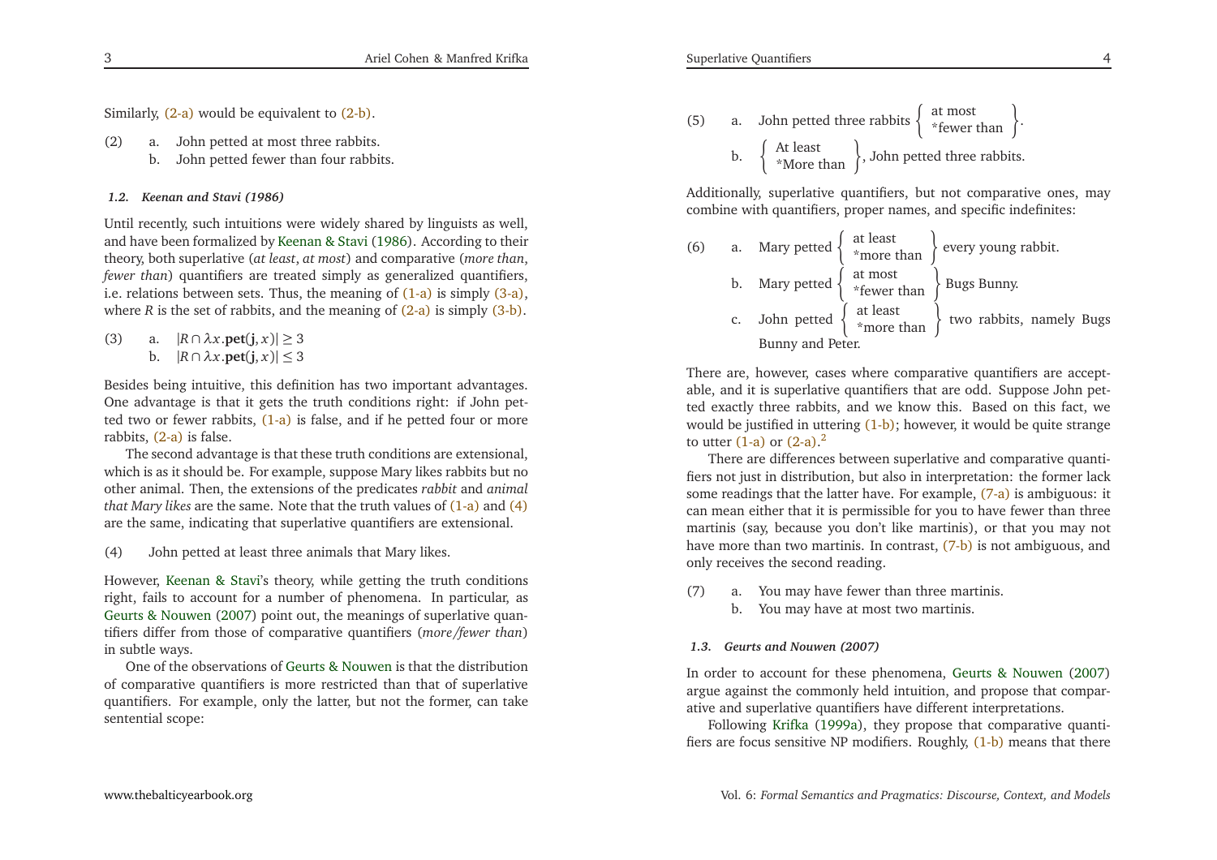Similarly, (2-a) would be equivalent to (2-b).

(2) a. John petted at most three rabbits.
  b. John petted fewer than four rabbits.

### 1.2. Keenan and Stavi (1986)

Until recently, such intuitions were widely shared by linguists as well, and have been formalized by Keenan & Stavi (1986). According to their theory, both superlative (*at least*, *at most*) and comparative (*more than*, *fewer than*) quantifiers are treated simply as generalized quantifiers, i.e. relations between sets. Thus, the meaning of (1-a) is simply (3-a), where $R$ is the set of rabbits, and the meaning of (2-a) is simply (3-b).

(3) a. $|R \cap \lambda x.\mathbf{pet}(\mathbf{j}, x)| \geq 3$
  b. $|R \cap \lambda x.\mathbf{pet}(\mathbf{j}, x)| \leq 3$

Besides being intuitive, this definition has two important advantages. One advantage is that it gets the truth conditions right: if John petted two or fewer rabbits, (1-a) is false, and if he petted four or more rabbits, (2-a) is false.

The second advantage is that these truth conditions are extensional, which is as it should be. For example, suppose Mary likes rabbits but no other animal. Then, the extensions of the predicates *rabbit* and *animal that Mary likes* are the same. Note that the truth values of (1-a) and (4) are the same, indicating that superlative quantifiers are extensional.

(4) John petted at least three animals that Mary likes.

However, Keenan & Stavi's theory, while getting the truth conditions right, fails to account for a number of phenomena. In particular, as Geurts & Nouwen (2007) point out, the meanings of superlative quantifiers differ from those of comparative quantifiers (*more/fewer than*) in subtle ways.

One of the observations of Geurts & Nouwen is that the distribution of comparative quantifiers is more restricted than that of superlative quantifiers. For example, only the latter, but not the former, can take sentential scope:

(5) a. John petted three rabbits {at most / *fewer than}.
  b. {At least / *More than}, John petted three rabbits.

Additionally, superlative quantifiers, but not comparative ones, may combine with quantifiers, proper names, and specific indefinites:

(6) a. Mary petted {at least / *more than} every young rabbit.
  b. Mary petted {at most / *fewer than} Bugs Bunny.
  c. John petted {at least / *more than} two rabbits, namely Bugs Bunny and Peter.

There are, however, cases where comparative quantifiers are acceptable, and it is superlative quantifiers that are odd. Suppose John petted exactly three rabbits, and we know this. Based on this fact, we would be justified in uttering (1-b); however, it would be quite strange to utter (1-a) or (2-a).[2]

There are differences between superlative and comparative quantifiers not just in distribution, but also in interpretation: the former lack some readings that the latter have. For example, (7-a) is ambiguous: it can mean either that it is permissible for you to have fewer than three martinis (say, because you don't like martinis), or that you may not have more than two martinis. In contrast, (7-b) is not ambiguous, and only receives the second reading.

(7) a. You may have fewer than three martinis.
  b. You may have at most two martinis.

### 1.3. Geurts and Nouwen (2007)

In order to account for these phenomena, Geurts & Nouwen (2007) argue against the commonly held intuition, and propose that comparative and superlative quantifiers have different interpretations.

Following Krifka (1999a), they propose that comparative quantifiers are focus sensitive NP modifiers. Roughly, (1-b) means that there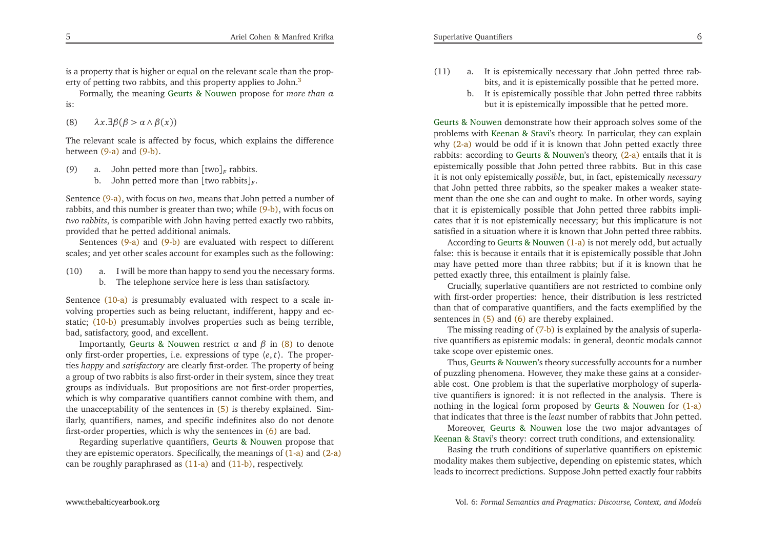is a property that is higher or equal on the relevant scale than the property of petting two rabbits, and this property applies to John.[3]

Formally, the meaning Geurts & Nouwen propose for *more than α* is:

(8) $\lambda x.\exists\beta(\beta > \alpha \wedge \beta(x))$

The relevant scale is affected by focus, which explains the difference between (9-a) and (9-b).

(9) a. John petted more than $[\text{two}]_F$ rabbits.
 b. John petted more than $[\text{two rabbits}]_F$.

Sentence (9-a), with focus on *two*, means that John petted a number of rabbits, and this number is greater than two; while (9-b), with focus on *two rabbits*, is compatible with John having petted exactly two rabbits, provided that he petted additional animals.

Sentences (9-a) and (9-b) are evaluated with respect to different scales; and yet other scales account for examples such as the following:

(10) a. I will be more than happy to send you the necessary forms.
 b. The telephone service here is less than satisfactory.

Sentence (10-a) is presumably evaluated with respect to a scale involving properties such as being reluctant, indifferent, happy and ecstatic; (10-b) presumably involves properties such as being terrible, bad, satisfactory, good, and excellent.

Importantly, Geurts & Nouwen restrict $\alpha$ and $\beta$ in (8) to denote only first-order properties, i.e. expressions of type $\langle e,t\rangle$. The properties *happy* and *satisfactory* are clearly first-order. The property of being a group of two rabbits is also first-order in their system, since they treat groups as individuals. But propositions are not first-order properties, which is why comparative quantifiers cannot combine with them, and the unacceptability of the sentences in (5) is thereby explained. Similarly, quantifiers, names, and specific indefinites also do not denote first-order properties, which is why the sentences in (6) are bad.

Regarding superlative quantifiers, Geurts & Nouwen propose that they are epistemic operators. Specifically, the meanings of (1-a) and (2-a) can be roughly paraphrased as (11-a) and (11-b), respectively.

(11) a. It is epistemically necessary that John petted three rabbits, and it is epistemically possible that he petted more.
 b. It is epistemically possible that John petted three rabbits but it is epistemically impossible that he petted more.

Geurts & Nouwen demonstrate how their approach solves some of the problems with Keenan & Stavi's theory. In particular, they can explain why (2-a) would be odd if it is known that John petted exactly three rabbits: according to Geurts & Nouwen's theory, (2-a) entails that it is epistemically possible that John petted three rabbits. But in this case it is not only epistemically *possible*, but, in fact, epistemically *necessary* that John petted three rabbits, so the speaker makes a weaker statement than the one she can and ought to make. In other words, saying that it is epistemically possible that John petted three rabbits implicates that it is not epistemically necessary; but this implicature is not satisfied in a situation where it is known that John petted three rabbits.

According to Geurts & Nouwen (1-a) is not merely odd, but actually false: this is because it entails that it is epistemically possible that John may have petted more than three rabbits; but if it is known that he petted exactly three, this entailment is plainly false.

Crucially, superlative quantifiers are not restricted to combine only with first-order properties: hence, their distribution is less restricted than that of comparative quantifiers, and the facts exemplified by the sentences in (5) and (6) are thereby explained.

The missing reading of (7-b) is explained by the analysis of superlative quantifiers as epistemic modals: in general, deontic modals cannot take scope over epistemic ones.

Thus, Geurts & Nouwen's theory successfully accounts for a number of puzzling phenomena. However, they make these gains at a considerable cost. One problem is that the superlative morphology of superlative quantifiers is ignored: it is not reflected in the analysis. There is nothing in the logical form proposed by Geurts & Nouwen for (1-a) that indicates that three is the *least* number of rabbits that John petted.

Moreover, Geurts & Nouwen lose the two major advantages of Keenan & Stavi's theory: correct truth conditions, and extensionality.

Basing the truth conditions of superlative quantifiers on epistemic modality makes them subjective, depending on epistemic states, which leads to incorrect predictions. Suppose John petted exactly four rabbits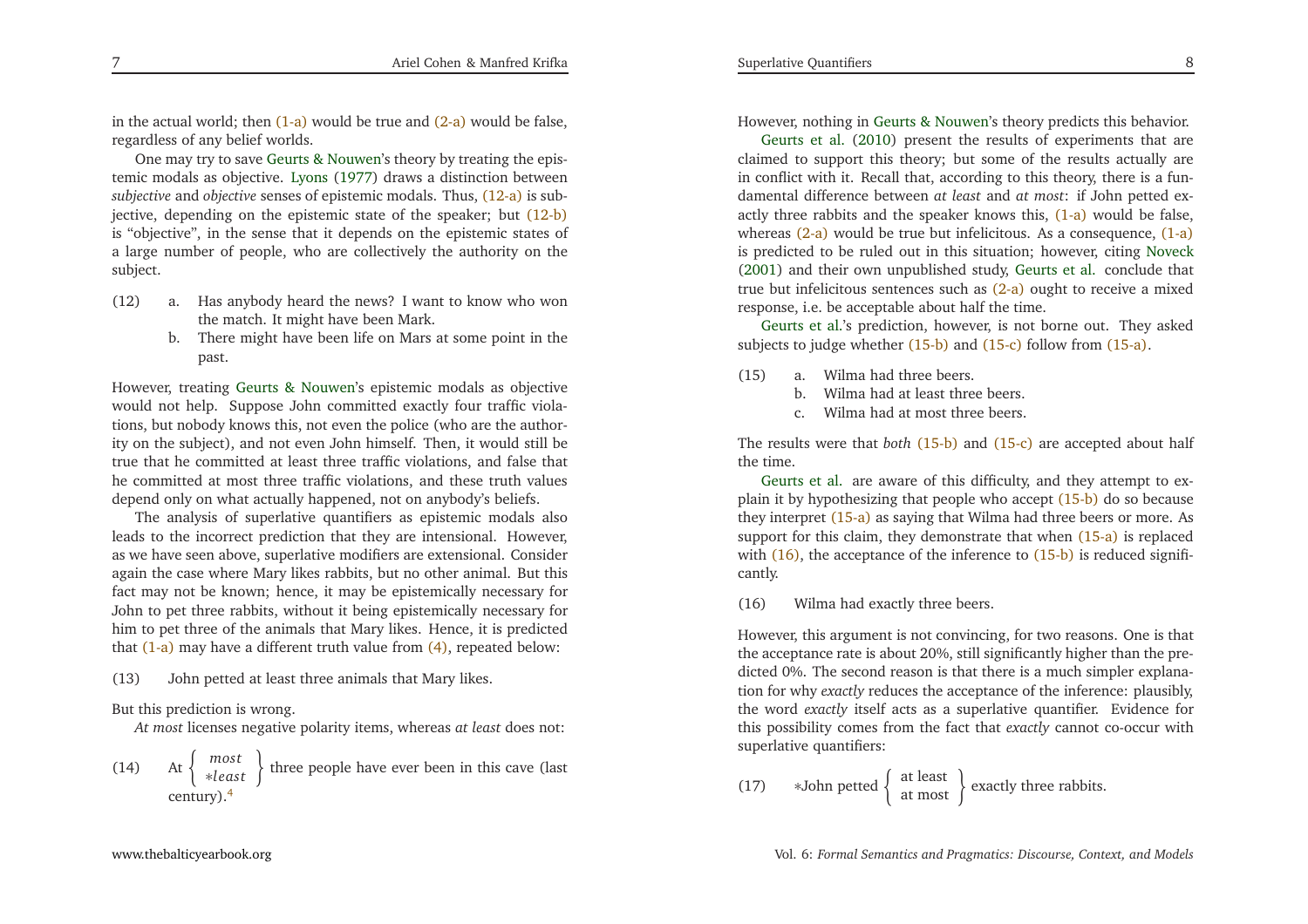in the actual world; then (1-a) would be true and (2-a) would be false, regardless of any belief worlds.

One may try to save Geurts & Nouwen's theory by treating the epistemic modals as objective. Lyons (1977) draws a distinction between *subjective* and *objective* senses of epistemic modals. Thus, (12-a) is subjective, depending on the epistemic state of the speaker; but (12-b) is "objective", in the sense that it depends on the epistemic states of a large number of people, who are collectively the authority on the subject.

(12) a. Has anybody heard the news? I want to know who won the match. It might have been Mark.
  b. There might have been life on Mars at some point in the past.

However, treating Geurts & Nouwen's epistemic modals as objective would not help. Suppose John committed exactly four traffic violations, but nobody knows this, not even the police (who are the authority on the subject), and not even John himself. Then, it would still be true that he committed at least three traffic violations, and false that he committed at most three traffic violations, and these truth values depend only on what actually happened, not on anybody's beliefs.

The analysis of superlative quantifiers as epistemic modals also leads to the incorrect prediction that they are intensional. However, as we have seen above, superlative modifiers are extensional. Consider again the case where Mary likes rabbits, but no other animal. But this fact may not be known; hence, it may be epistemically necessary for John to pet three rabbits, without it being epistemically necessary for him to pet three of the animals that Mary likes. Hence, it is predicted that (1-a) may have a different truth value from (4), repeated below:

(13) John petted at least three animals that Mary likes.

But this prediction is wrong.

*At most* licenses negative polarity items, whereas *at least* does not:

(14) At $\left\{ \begin{array}{c} most \\ *least \end{array} \right\}$ three people have ever been in this cave (last century).[4]

However, nothing in Geurts & Nouwen's theory predicts this behavior.

Geurts et al. (2010) present the results of experiments that are claimed to support this theory; but some of the results actually are in conflict with it. Recall that, according to this theory, there is a fundamental difference between *at least* and *at most*: if John petted exactly three rabbits and the speaker knows this, (1-a) would be false, whereas (2-a) would be true but infelicitous. As a consequence, (1-a) is predicted to be ruled out in this situation; however, citing Noveck (2001) and their own unpublished study, Geurts et al. conclude that true but infelicitous sentences such as (2-a) ought to receive a mixed response, i.e. be acceptable about half the time.

Geurts et al.'s prediction, however, is not borne out. They asked subjects to judge whether (15-b) and (15-c) follow from (15-a).

(15) a. Wilma had three beers.
  b. Wilma had at least three beers.
  c. Wilma had at most three beers.

The results were that *both* (15-b) and (15-c) are accepted about half the time.

Geurts et al. are aware of this difficulty, and they attempt to explain it by hypothesizing that people who accept (15-b) do so because they interpret (15-a) as saying that Wilma had three beers or more. As support for this claim, they demonstrate that when (15-a) is replaced with (16), the acceptance of the inference to (15-b) is reduced significantly.

(16) Wilma had exactly three beers.

However, this argument is not convincing, for two reasons. One is that the acceptance rate is about 20%, still significantly higher than the predicted 0%. The second reason is that there is a much simpler explanation for why *exactly* reduces the acceptance of the inference: plausibly, the word *exactly* itself acts as a superlative quantifier. Evidence for this possibility comes from the fact that *exactly* cannot co-occur with superlative quantifiers:

(17) *John petted $\left\{ \begin{array}{c} \text{at least} \\ \text{at most} \end{array} \right\}$ exactly three rabbits.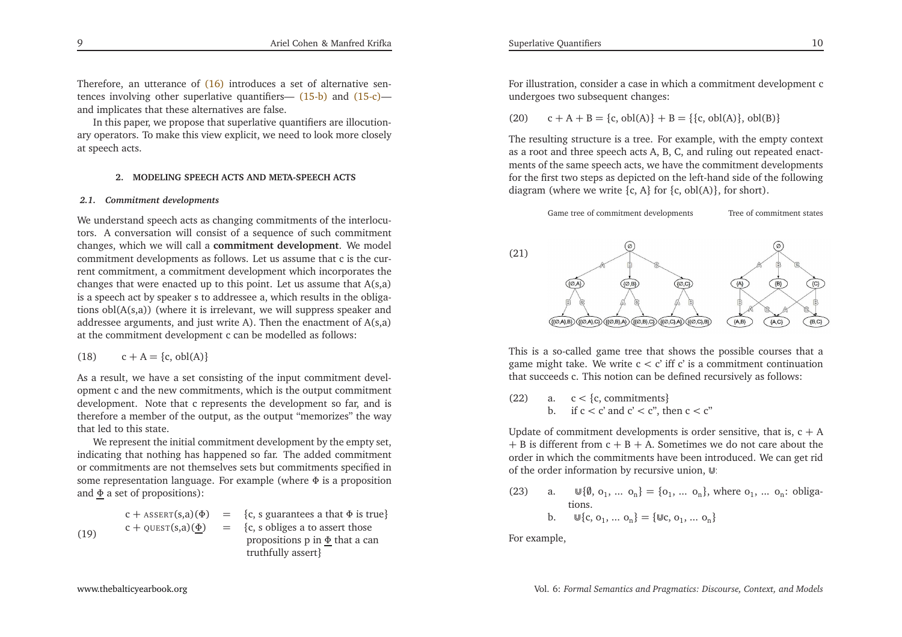Therefore, an utterance of (16) introduces a set of alternative sentences involving other superlative quantifiers— (15-b) and (15-c)— and implicates that these alternatives are false.

In this paper, we propose that superlative quantifiers are illocutionary operators. To make this view explicit, we need to look more closely at speech acts.

## 2. MODELING SPEECH ACTS AND META-SPEECH ACTS

### 2.1. *Commitment developments*

We understand speech acts as changing commitments of the interlocutors. A conversation will consist of a sequence of such commitment changes, which we will call a **commitment development**. We model commitment developments as follows. Let us assume that c is the current commitment, a commitment development which incorporates the changes that were enacted up to this point. Let us assume that A(s,a) is a speech act by speaker s to addressee a, which results in the obligations obl(A(s,a)) (where it is irrelevant, we will suppress speaker and addressee arguments, and just write A). Then the enactment of A(s,a) at the commitment development c can be modelled as follows:

(18) $c + A = \{c, \text{obl}(A)\}$

As a result, we have a set consisting of the input commitment development c and the new commitments, which is the output commitment development. Note that c represents the development so far, and is therefore a member of the output, as the output "memorizes" the way that led to this state.

We represent the initial commitment development by the empty set, indicating that nothing has happened so far. The added commitment or commitments are not themselves sets but commitments specified in some representation language. For example (where Φ is a proposition and $\underline{\Phi}$ a set of propositions):

(19)
$c + \text{ASSERT}(s,a)(\Phi) = \{$c, s guarantees a that Φ is true$\}$
$c + \text{QUEST}(s,a)(\underline{\Phi}) = \{$c, s obliges a to assert those propositions p in $\underline{\Phi}$ that a can truthfully assert$\}$

For illustration, consider a case in which a commitment development c undergoes two subsequent changes:

(20) $c + A + B = \{c, \text{obl}(A)\} + B = \{\{c, \text{obl}(A)\}, \text{obl}(B)\}$

The resulting structure is a tree. For example, with the empty context as a root and three speech acts A, B, C, and ruling out repeated enactments of the same speech acts, we have the commitment developments for the first two steps as depicted on the left-hand side of the following diagram (where we write {c, A} for {c, obl(A)}, for short).

(21) Game tree of commitment developments — Tree of commitment states

This is a so-called game tree that shows the possible courses that a game might take. We write c < c' iff c' is a commitment continuation that succeeds c. This notion can be defined recursively as follows:

(22) a. c < {c, commitments}
b. if c < c' and c' < c", then c < c"

Update of commitment developments is order sensitive, that is, c + A + B is different from c + B + A. Sometimes we do not care about the order in which the commitments have been introduced. We can get rid of the order information by recursive union, ⋓:

(23) a. $⋓\{\emptyset, o_1, \dots o_n\} = \{o_1, \dots o_n\}$, where $o_1, \dots o_n$: obligations.
b. $⋓\{c, o_1, \dots o_n\} = \{⋓c, o_1, \dots o_n\}$

For example,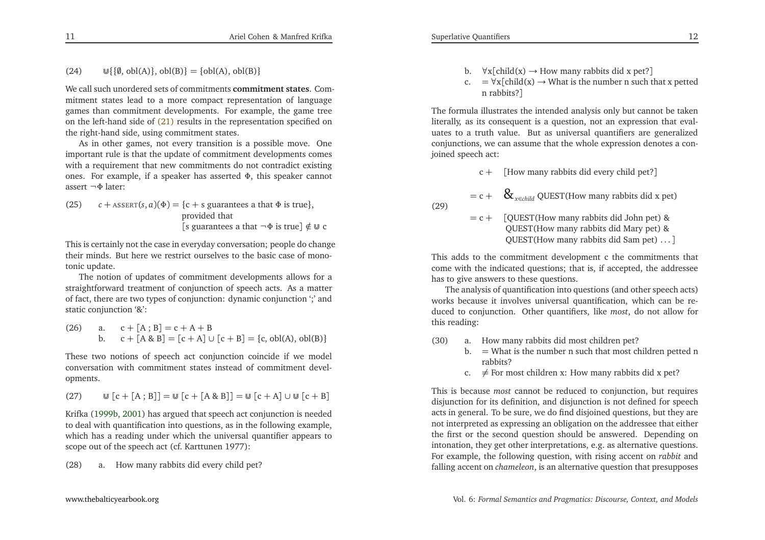(24) $\Cup\{\{\emptyset, \text{obl(A)}\}, \text{obl(B)}\} = \{\text{obl(A)}, \text{obl(B)}\}$

We call such unordered sets of commitments **commitment states**. Commitment states lead to a more compact representation of language games than commitment developments. For example, the game tree on the left-hand side of (21) results in the representation specified on the right-hand side, using commitment states.

As in other games, not every transition is a possible move. One important rule is that the update of commitment developments comes with a requirement that new commitments do not contradict existing ones. For example, if a speaker has asserted $\Phi$, this speaker cannot assert $\neg\Phi$ later:

(25) $c + \text{ASSERT}(s,a)(\Phi) = \{\text{c + s guarantees a that } \Phi \text{ is true}\}$,
provided that
$[\text{s guarantees a that } \neg\Phi \text{ is true}] \notin \Cup\, \text{c}$

This is certainly not the case in everyday conversation; people do change their minds. But here we restrict ourselves to the basic case of monotonic update.

The notion of updates of commitment developments allows for a straightforward treatment of conjunction of speech acts. As a matter of fact, there are two types of conjunction: dynamic conjunction ';' and static conjunction '&':

(26) a. $\text{c} + [\text{A} ; \text{B}] = \text{c} + \text{A} + \text{B}$
b. $\text{c} + [\text{A} \,\&\, \text{B}] = [\text{c} + \text{A}] \cup [\text{c} + \text{B}] = \{\text{c}, \text{obl(A)}, \text{obl(B)}\}$

These two notions of speech act conjunction coincide if we model conversation with commitment states instead of commitment developments.

(27) $\Cup\, [\text{c} + [\text{A} ; \text{B}]] = \Cup\, [\text{c} + [\text{A} \,\&\, \text{B}]] = \Cup\, [\text{c} + \text{A}] \cup \Cup\, [\text{c} + \text{B}]$

Krifka (1999b, 2001) has argued that speech act conjunction is needed to deal with quantification into questions, as in the following example, which has a reading under which the universal quantifier appears to scope out of the speech act (cf. Karttunen 1977):

(28) a. How many rabbits did every child pet?
b. $\forall$x[child(x) $\rightarrow$ How many rabbits did x pet?]
c. $= \forall$x[child(x) $\rightarrow$ What is the number n such that x petted n rabbits?]

The formula illustrates the intended analysis only but cannot be taken literally, as its consequent is a question, not an expression that evaluates to a truth value. But as universal quantifiers are generalized conjunctions, we can assume that the whole expression denotes a conjoined speech act:

(29)
c + [How many rabbits did every child pet?]
$= \text{c} + \;\&_{x \in child}$ QUEST(How many rabbits did x pet)
= c + [QUEST(How many rabbits did John pet) &
QUEST(How many rabbits did Mary pet) &
QUEST(How many rabbits did Sam pet) ...]

This adds to the commitment development c the commitments that come with the indicated questions; that is, if accepted, the addressee has to give answers to these questions.

The analysis of quantification into questions (and other speech acts) works because it involves universal quantification, which can be reduced to conjunction. Other quantifiers, like *most*, do not allow for this reading:

(30) a. How many rabbits did most children pet?
b. = What is the number n such that most children petted n rabbits?
c. $\neq$ For most children x: How many rabbits did x pet?

This is because *most* cannot be reduced to conjunction, but requires disjunction for its definition, and disjunction is not defined for speech acts in general. To be sure, we do find disjoined questions, but they are not interpreted as expressing an obligation on the addressee that either the first or the second question should be answered. Depending on intonation, they get other interpretations, e.g. as alternative questions. For example, the following question, with rising accent on *rabbit* and falling accent on *chameleon*, is an alternative question that presupposes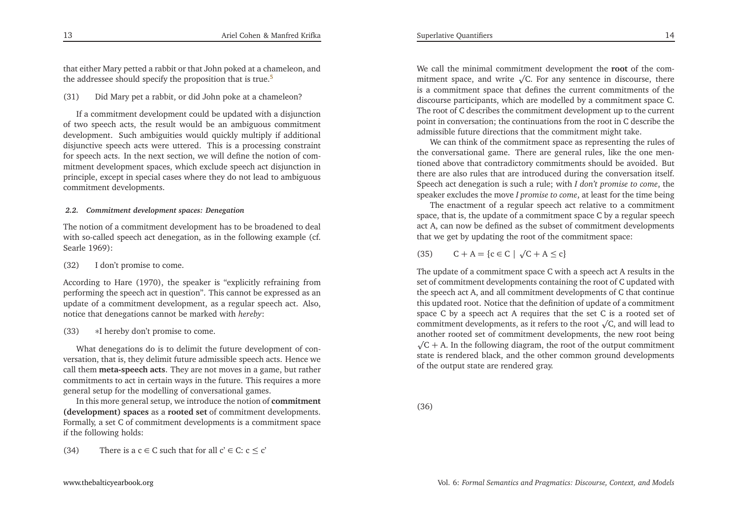that either Mary petted a rabbit or that John poked at a chameleon, and the addressee should specify the proposition that is true.[5]

(31) Did Mary pet a rabbit, or did John poke at a chameleon?

If a commitment development could be updated with a disjunction of two speech acts, the result would be an ambiguous commitment development. Such ambiguities would quickly multiply if additional disjunctive speech acts were uttered. This is a processing constraint for speech acts. In the next section, we will define the notion of commitment development spaces, which exclude speech act disjunction in principle, except in special cases where they do not lead to ambiguous commitment developments.

#### *2.2. Commitment development spaces: Denegation*

The notion of a commitment development has to be broadened to deal with so-called speech act denegation, as in the following example (cf. Searle 1969):

(32) I don't promise to come.

According to Hare (1970), the speaker is "explicitly refraining from performing the speech act in question". This cannot be expressed as an update of a commitment development, as a regular speech act. Also, notice that denegations cannot be marked with *hereby*:

(33) ∗I hereby don't promise to come.

What denegations do is to delimit the future development of conversation, that is, they delimit future admissible speech acts. Hence we call them **meta-speech acts**. They are not moves in a game, but rather commitments to act in certain ways in the future. This requires a more general setup for the modelling of conversational games.

In this more general setup, we introduce the notion of **commitment (development) spaces** as a **rooted set** of commitment developments. Formally, a set C of commitment developments is a commitment space if the following holds:

(34) There is a $c \in C$ such that for all $c' \in C$: $c \leq c'$

We call the minimal commitment development the **root** of the commitment space, and write $\surd C$. For any sentence in discourse, there is a commitment space that defines the current commitments of the discourse participants, which are modelled by a commitment space C. The root of C describes the commitment development up to the current point in conversation; the continuations from the root in C describe the admissible future directions that the commitment might take.

We can think of the commitment space as representing the rules of the conversational game. There are general rules, like the one mentioned above that contradictory commitments should be avoided. But there are also rules that are introduced during the conversation itself. Speech act denegation is such a rule; with *I don't promise to come*, the speaker excludes the move *I promise to come*, at least for the time being

The enactment of a regular speech act relative to a commitment space, that is, the update of a commitment space C by a regular speech act A, can now be defined as the subset of commitment developments that we get by updating the root of the commitment space:

(35) $C + A = \{c \in C \mid \surd C + A \leq c\}$

The update of a commitment space C with a speech act A results in the set of commitment developments containing the root of C updated with the speech act A, and all commitment developments of C that continue this updated root. Notice that the definition of update of a commitment space C by a speech act A requires that the set C is a rooted set of commitment developments, as it refers to the root $\surd C$, and will lead to another rooted set of commitment developments, the new root being $\surd C + A$. In the following diagram, the root of the output commitment state is rendered black, and the other common ground developments of the output state are rendered gray.

(36)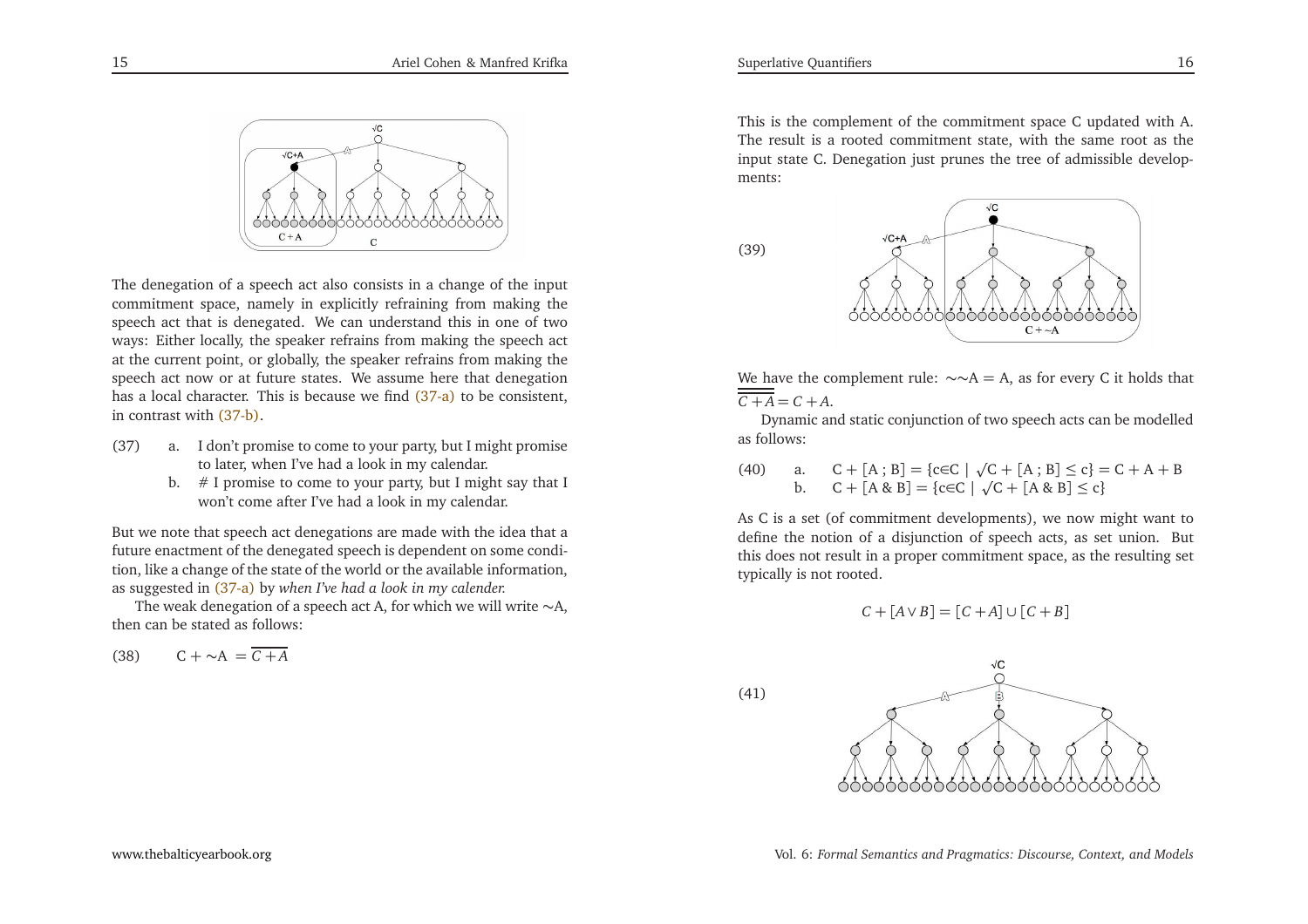The denegation of a speech act also consists in a change of the input commitment space, namely in explicitly refraining from making the speech act that is denegated. We can understand this in one of two ways: Either locally, the speaker refrains from making the speech act at the current point, or globally, the speaker refrains from making the speech act now or at future states. We assume here that denegation has a local character. This is because we find (37-a) to be consistent, in contrast with (37-b).

(37) a. I don't promise to come to your party, but I might promise to later, when I've had a look in my calendar.

b. # I promise to come to your party, but I might say that I won't come after I've had a look in my calendar.

But we note that speech act denegations are made with the idea that a future enactment of the denegated speech is dependent on some condition, like a change of the state of the world or the available information, as suggested in (37-a) by *when I've had a look in my calender.*

The weak denegation of a speech act A, for which we will write ∼A, then can be stated as follows:

(38) $C + \sim A = \overline{C + A}$

This is the complement of the commitment space C updated with A. The result is a rooted commitment state, with the same root as the input state C. Denegation just prunes the tree of admissible developments:

(39)

We have the complement rule: $\sim\sim A = A$, as for every C it holds that $\overline{\overline{C+A}} = C + A$.

Dynamic and static conjunction of two speech acts can be modelled as follows:

(40) a. $C + [A ; B] = \{c \in C \mid \sqrt{C} + [A ; B] \leq c\} = C + A + B$

b. $C + [A \,\&\, B] = \{c \in C \mid \sqrt{C} + [A \,\&\, B] \leq c\}$

As C is a set (of commitment developments), we now might want to define the notion of a disjunction of speech acts, as set union. But this does not result in a proper commitment space, as the resulting set typically is not rooted.

$$C + [A \vee B] = [C + A] \cup [C + B]$$

(41)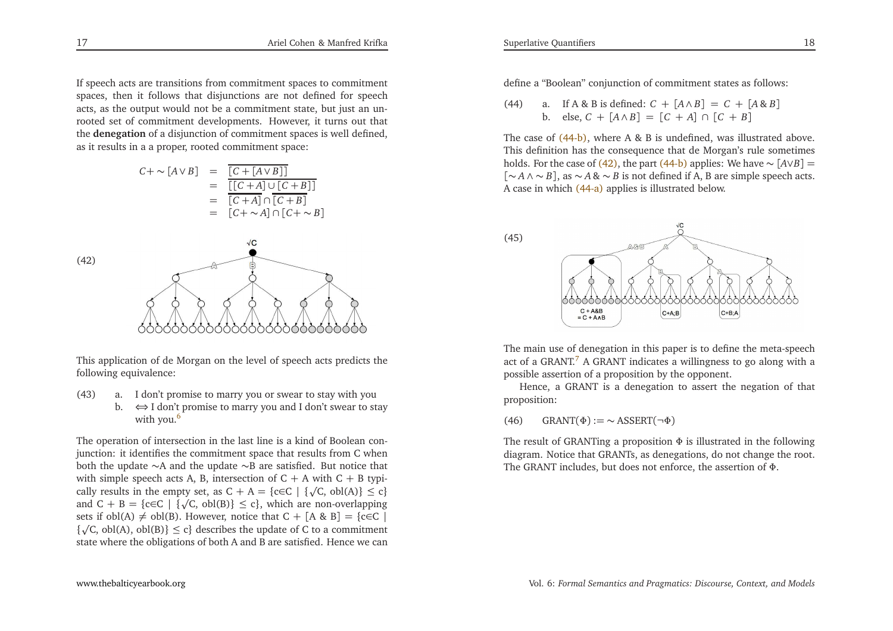If speech acts are transitions from commitment spaces to commitment spaces, then it follows that disjunctions are not defined for speech acts, as the output would not be a commitment state, but just an unrooted set of commitment developments. However, it turns out that the **denegation** of a disjunction of commitment spaces is well defined, as it results in a a proper, rooted commitment space:

$$
\begin{aligned}
C + \sim[A \vee B] &= \overline{[C + [A \vee B]]} \\
&= \overline{[[C + A] \cup [C + B]]} \\
&= \overline{[C + A]} \cap \overline{[C + B]} \\
&= [C + \sim A] \cap [C + \sim B]
\end{aligned}
$$

(42)

This application of de Morgan on the level of speech acts predicts the following equivalence:

(43) a. I don't promise to marry you or swear to stay with you
b. ⟺ I don't promise to marry you and I don't swear to stay with you.[6]

The operation of intersection in the last line is a kind of Boolean conjunction: it identifies the commitment space that results from C when both the update ∼A and the update ∼B are satisfied. But notice that with simple speech acts A, B, intersection of C + A with C + B typically results in the empty set, as C + A = {c∈C | {√C, obl(A)} ≤ c} and C + B = {c∈C | {√C, obl(B)} ≤ c}, which are non-overlapping sets if obl(A) ≠ obl(B). However, notice that C + [A & B] = {c∈C | {√C, obl(A), obl(B)} ≤ c} describes the update of C to a commitment state where the obligations of both A and B are satisfied. Hence we can define a "Boolean" conjunction of commitment states as follows:

(44) a. If A & B is defined: $C + [A \wedge B] = C + [A \& B]$
b. else, $C + [A \wedge B] = [C + A] \cap [C + B]$

The case of (44-b), where A & B is undefined, was illustrated above. This definition has the consequence that de Morgan's rule sometimes holds. For the case of (42), the part (44-b) applies: We have $\sim[A \vee B] = [\sim A \wedge \sim B]$, as $\sim A \& \sim B$ is not defined if A, B are simple speech acts. A case in which (44-a) applies is illustrated below.

(45)

The main use of denegation in this paper is to define the meta-speech act of a GRANT.[7] A GRANT indicates a willingness to go along with a possible assertion of a proposition by the opponent.

Hence, a GRANT is a denegation to assert the negation of that proposition:

(46) GRANT(Φ) := ∼ ASSERT(¬Φ)

The result of GRANTing a proposition Φ is illustrated in the following diagram. Notice that GRANTs, as denegations, do not change the root. The GRANT includes, but does not enforce, the assertion of Φ.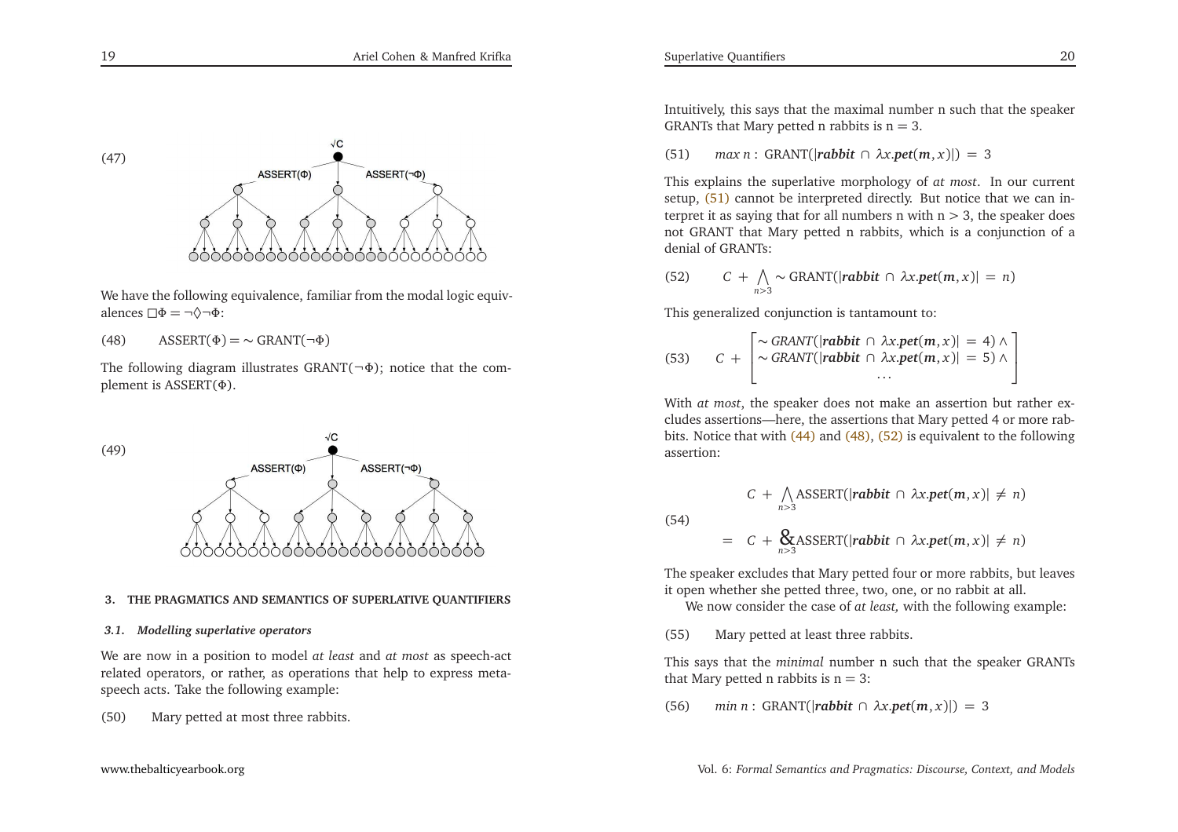(47)

We have the following equivalence, familiar from the modal logic equivalences $\Box\Phi = \neg\Diamond\neg\Phi$:

(48) $\text{ASSERT}(\Phi) = \sim \text{GRANT}(\neg\Phi)$

The following diagram illustrates $\text{GRANT}(\neg\Phi)$; notice that the complement is $\text{ASSERT}(\Phi)$.

(49)

### 3. THE PRAGMATICS AND SEMANTICS OF SUPERLATIVE QUANTIFIERS

#### 3.1. Modelling superlative operators

We are now in a position to model *at least* and *at most* as speech-act related operators, or rather, as operations that help to express meta-speech acts. Take the following example:

(50) Mary petted at most three rabbits.

Intuitively, this says that the maximal number n such that the speaker GRANTs that Mary petted n rabbits is n = 3.

(51) $max\ n : \text{GRANT}(|\boldsymbol{rabbit} \cap \lambda x.\boldsymbol{pet}(\boldsymbol{m}, x)|) = 3$

This explains the superlative morphology of *at most*. In our current setup, (51) cannot be interpreted directly. But notice that we can interpret it as saying that for all numbers n with n > 3, the speaker does not GRANT that Mary petted n rabbits, which is a conjunction of a denial of GRANTs:

(52) $C + \bigwedge_{n>3} \sim \text{GRANT}(|\boldsymbol{rabbit} \cap \lambda x.\boldsymbol{pet}(\boldsymbol{m}, x)| = n)$

This generalized conjunction is tantamount to:

(53) $$C + \begin{bmatrix} \sim GRANT(|\boldsymbol{rabbit} \cap \lambda x.\boldsymbol{pet}(\boldsymbol{m}, x)| = 4) \wedge \\ \sim GRANT(|\boldsymbol{rabbit} \cap \lambda x.\boldsymbol{pet}(\boldsymbol{m}, x)| = 5) \wedge \\ \dots \end{bmatrix}$$

With *at most*, the speaker does not make an assertion but rather excludes assertions—here, the assertions that Mary petted 4 or more rabbits. Notice that with (44) and (48), (52) is equivalent to the following assertion:

(54) $$\begin{aligned} & C + \bigwedge_{n>3} \text{ASSERT}(|\boldsymbol{rabbit} \cap \lambda x.\boldsymbol{pet}(\boldsymbol{m}, x)| \neq n) \\ = \ & C + \mathop{\&}_{n>3} \text{ASSERT}(|\boldsymbol{rabbit} \cap \lambda x.\boldsymbol{pet}(\boldsymbol{m}, x)| \neq n) \end{aligned}$$

The speaker excludes that Mary petted four or more rabbits, but leaves it open whether she petted three, two, one, or no rabbit at all.

We now consider the case of *at least,* with the following example:

(55) Mary petted at least three rabbits.

This says that the *minimal* number n such that the speaker GRANTs that Mary petted n rabbits is n = 3:

(56) $min\ n : \text{GRANT}(|\boldsymbol{rabbit} \cap \lambda x.\boldsymbol{pet}(\boldsymbol{m}, x)|) = 3$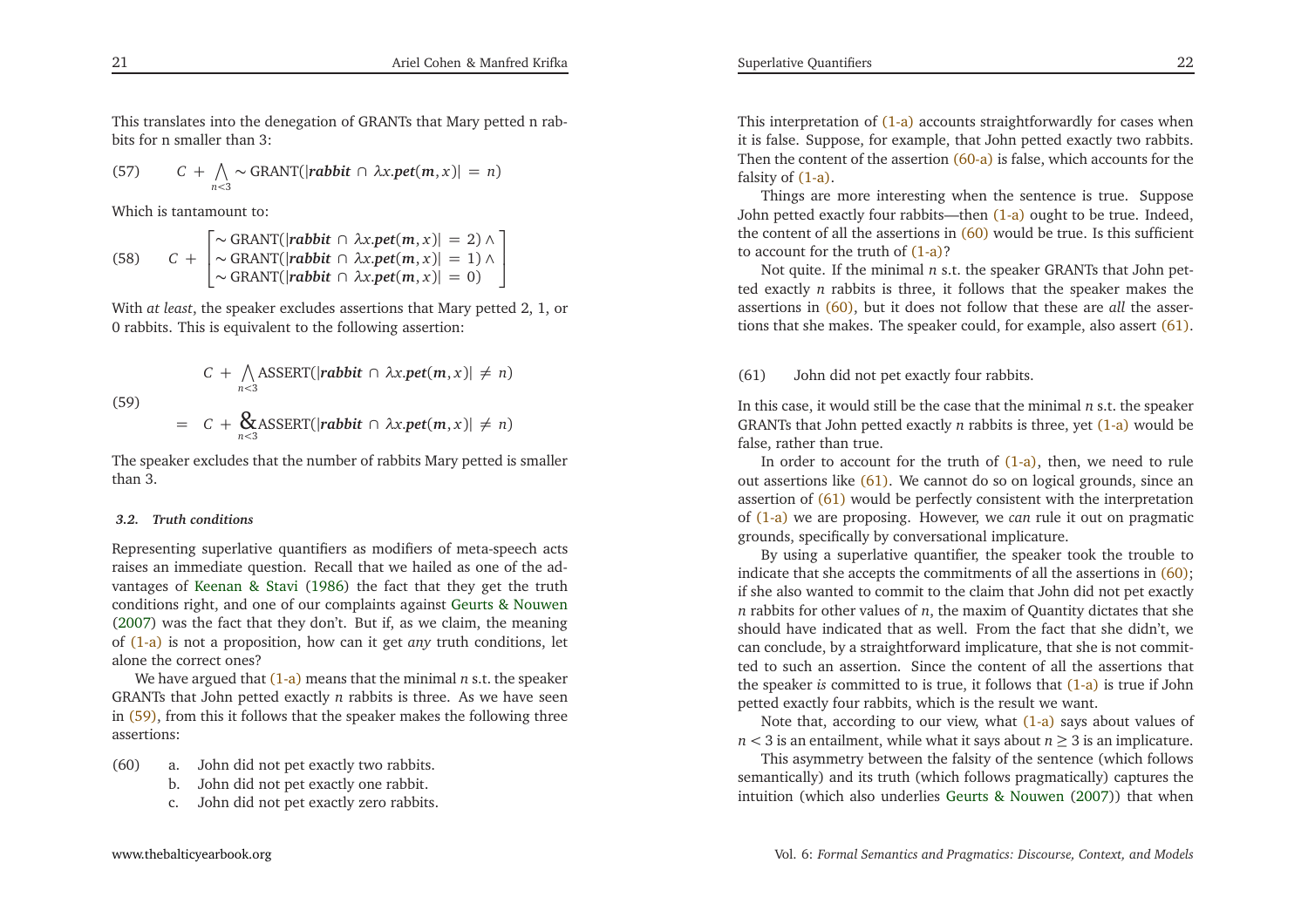This translates into the denegation of GRANTs that Mary petted n rabbits for n smaller than 3:

(57) $$C + \bigwedge_{n<3} \sim \text{GRANT}(|\textbf{\textit{rabbit}} \cap \lambda x.\textbf{\textit{pet}}(\textbf{\textit{m}}, x)| = n)$$

Which is tantamount to:

(58) $$C + \begin{bmatrix} \sim \text{GRANT}(|\textbf{\textit{rabbit}} \cap \lambda x.\textbf{\textit{pet}}(\textbf{\textit{m}}, x)| = 2) \wedge \\ \sim \text{GRANT}(|\textbf{\textit{rabbit}} \cap \lambda x.\textbf{\textit{pet}}(\textbf{\textit{m}}, x)| = 1) \wedge \\ \sim \text{GRANT}(|\textbf{\textit{rabbit}} \cap \lambda x.\textbf{\textit{pet}}(\textbf{\textit{m}}, x)| = 0) \end{bmatrix}$$

With *at least*, the speaker excludes assertions that Mary petted 2, 1, or 0 rabbits. This is equivalent to the following assertion:

(59) $$\begin{aligned} & C + \bigwedge_{n<3} \text{ASSERT}(|\textbf{\textit{rabbit}} \cap \lambda x.\textbf{\textit{pet}}(\textbf{\textit{m}}, x)| \neq n) \\ = \; & C + \mathop{\&}_{n<3} \text{ASSERT}(|\textbf{\textit{rabbit}} \cap \lambda x.\textbf{\textit{pet}}(\textbf{\textit{m}}, x)| \neq n) \end{aligned}$$

The speaker excludes that the number of rabbits Mary petted is smaller than 3.

### 3.2. *Truth conditions*

Representing superlative quantifiers as modifiers of meta-speech acts raises an immediate question. Recall that we hailed as one of the advantages of Keenan & Stavi (1986) the fact that they get the truth conditions right, and one of our complaints against Geurts & Nouwen (2007) was the fact that they don't. But if, as we claim, the meaning of (1-a) is not a proposition, how can it get *any* truth conditions, let alone the correct ones?

We have argued that (1-a) means that the minimal $n$ s.t. the speaker GRANTs that John petted exactly $n$ rabbits is three. As we have seen in (59), from this it follows that the speaker makes the following three assertions:

(60) a. John did not pet exactly two rabbits.
  b. John did not pet exactly one rabbit.
  c. John did not pet exactly zero rabbits.

This interpretation of (1-a) accounts straightforwardly for cases when it is false. Suppose, for example, that John petted exactly two rabbits. Then the content of the assertion (60-a) is false, which accounts for the falsity of (1-a).

Things are more interesting when the sentence is true. Suppose John petted exactly four rabbits—then (1-a) ought to be true. Indeed, the content of all the assertions in (60) would be true. Is this sufficient to account for the truth of (1-a)?

Not quite. If the minimal $n$ s.t. the speaker GRANTs that John petted exactly $n$ rabbits is three, it follows that the speaker makes the assertions in (60), but it does not follow that these are *all* the assertions that she makes. The speaker could, for example, also assert (61).

(61) John did not pet exactly four rabbits.

In this case, it would still be the case that the minimal $n$ s.t. the speaker GRANTs that John petted exactly $n$ rabbits is three, yet (1-a) would be false, rather than true.

In order to account for the truth of (1-a), then, we need to rule out assertions like (61). We cannot do so on logical grounds, since an assertion of (61) would be perfectly consistent with the interpretation of (1-a) we are proposing. However, we *can* rule it out on pragmatic grounds, specifically by conversational implicature.

By using a superlative quantifier, the speaker took the trouble to indicate that she accepts the commitments of all the assertions in (60); if she also wanted to commit to the claim that John did not pet exactly $n$ rabbits for other values of $n$, the maxim of Quantity dictates that she should have indicated that as well. From the fact that she didn't, we can conclude, by a straightforward implicature, that she is not committed to such an assertion. Since the content of all the assertions that the speaker *is* committed to is true, it follows that (1-a) is true if John petted exactly four rabbits, which is the result we want.

Note that, according to our view, what (1-a) says about values of $n < 3$ is an entailment, while what it says about $n \geq 3$ is an implicature.

This asymmetry between the falsity of the sentence (which follows semantically) and its truth (which follows pragmatically) captures the intuition (which also underlies Geurts & Nouwen (2007)) that when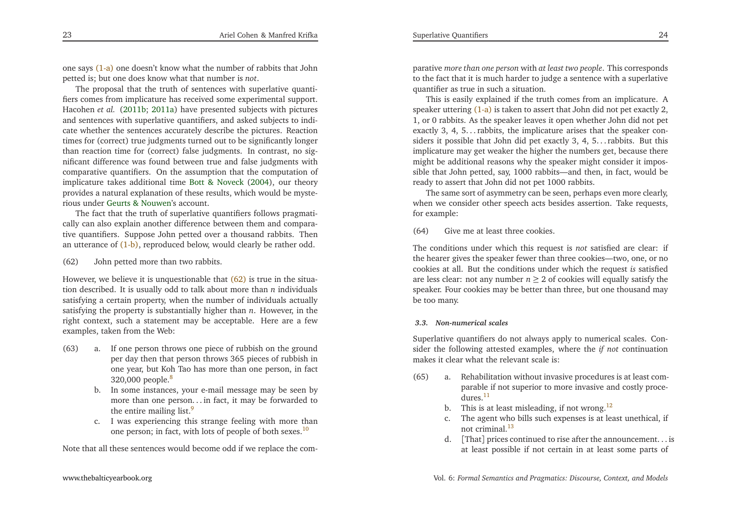one says (1-a) one doesn't know what the number of rabbits that John petted is; but one does know what that number is *not*.

The proposal that the truth of sentences with superlative quantifiers comes from implicature has received some experimental support. Hacohen *et al.* (2011b; 2011a) have presented subjects with pictures and sentences with superlative quantifiers, and asked subjects to indicate whether the sentences accurately describe the pictures. Reaction times for (correct) true judgments turned out to be significantly longer than reaction time for (correct) false judgments. In contrast, no significant difference was found between true and false judgments with comparative quantifiers. On the assumption that the computation of implicature takes additional time Bott & Noveck (2004), our theory provides a natural explanation of these results, which would be mysterious under Geurts & Nouwen's account.

The fact that the truth of superlative quantifiers follows pragmatically can also explain another difference between them and comparative quantifiers. Suppose John petted over a thousand rabbits. Then an utterance of (1-b), reproduced below, would clearly be rather odd.

(62) John petted more than two rabbits.

However, we believe it is unquestionable that (62) is true in the situation described. It is usually odd to talk about more than $n$ individuals satisfying a certain property, when the number of individuals actually satisfying the property is substantially higher than $n$. However, in the right context, such a statement may be acceptable. Here are a few examples, taken from the Web:

(63)
a. If one person throws one piece of rubbish on the ground per day then that person throws 365 pieces of rubbish in one year, but Koh Tao has more than one person, in fact 320,000 people.[8]
b. In some instances, your e-mail message may be seen by more than one person. . . in fact, it may be forwarded to the entire mailing list.[9]
c. I was experiencing this strange feeling with more than one person; in fact, with lots of people of both sexes.[10]

Note that all these sentences would become odd if we replace the comparative *more than one person* with *at least two people*. This corresponds to the fact that it is much harder to judge a sentence with a superlative quantifier as true in such a situation.

This is easily explained if the truth comes from an implicature. A speaker uttering (1-a) is taken to assert that John did not pet exactly 2, 1, or 0 rabbits. As the speaker leaves it open whether John did not pet exactly 3, 4, 5. . . rabbits, the implicature arises that the speaker considers it possible that John did pet exactly 3, 4, 5. . . rabbits. But this implicature may get weaker the higher the numbers get, because there might be additional reasons why the speaker might consider it impossible that John petted, say, 1000 rabbits—and then, in fact, would be ready to assert that John did not pet 1000 rabbits.

The same sort of asymmetry can be seen, perhaps even more clearly, when we consider other speech acts besides assertion. Take requests, for example:

(64) Give me at least three cookies.

The conditions under which this request is *not* satisfied are clear: if the hearer gives the speaker fewer than three cookies—two, one, or no cookies at all. But the conditions under which the request *is* satisfied are less clear: not any number $n \geq 2$ of cookies will equally satisfy the speaker. Four cookies may be better than three, but one thousand may be too many.

### *3.3. Non-numerical scales*

Superlative quantifiers do not always apply to numerical scales. Consider the following attested examples, where the *if not* continuation makes it clear what the relevant scale is:

(65)
a. Rehabilitation without invasive procedures is at least comparable if not superior to more invasive and costly procedures.[11]
b. This is at least misleading, if not wrong.[12]
c. The agent who bills such expenses is at least unethical, if not criminal.[13]
d. [That] prices continued to rise after the announcement. . . is at least possible if not certain in at least some parts of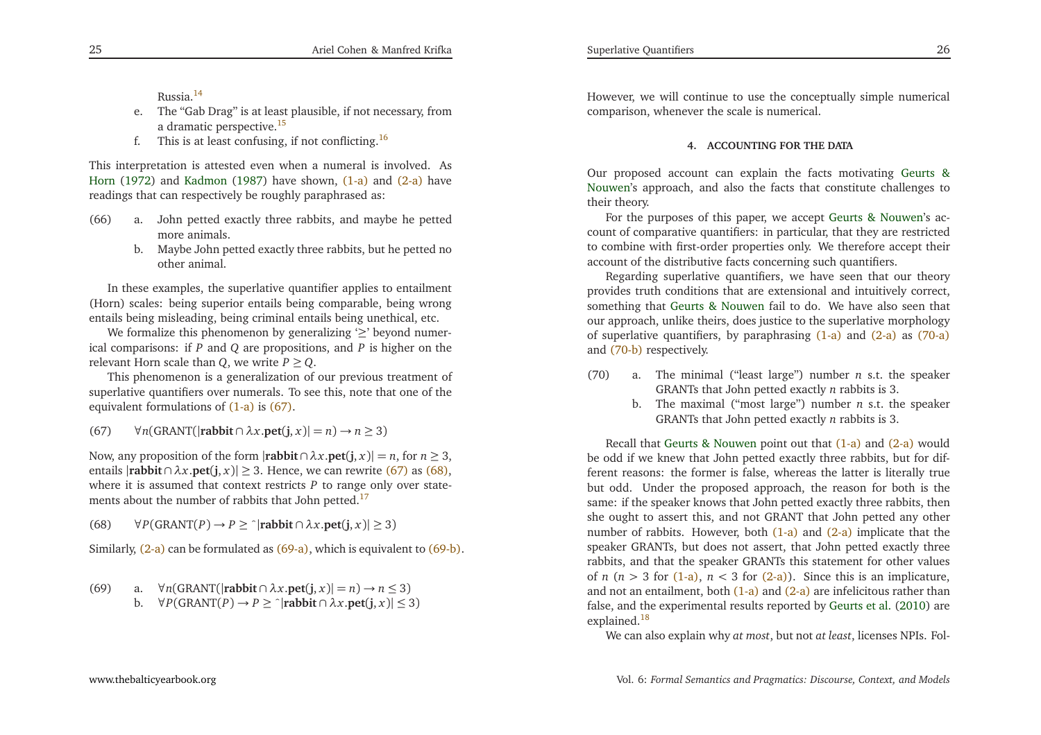Russia.[14]

e. The "Gab Drag" is at least plausible, if not necessary, from a dramatic perspective.[15]

f. This is at least confusing, if not conflicting.[16]

This interpretation is attested even when a numeral is involved. As Horn (1972) and Kadmon (1987) have shown, (1-a) and (2-a) have readings that can respectively be roughly paraphrased as:

(66) a. John petted exactly three rabbits, and maybe he petted more animals.

b. Maybe John petted exactly three rabbits, but he petted no other animal.

In these examples, the superlative quantifier applies to entailment (Horn) scales: being superior entails being comparable, being wrong entails being misleading, being criminal entails being unethical, etc.

We formalize this phenomenon by generalizing '≥' beyond numerical comparisons: if $P$ and $Q$ are propositions, and $P$ is higher on the relevant Horn scale than $Q$, we write $P \geq Q$.

This phenomenon is a generalization of our previous treatment of superlative quantifiers over numerals. To see this, note that one of the equivalent formulations of (1-a) is (67).

(67) $\forall n(\text{GRANT}(|\textbf{rabbit} \cap \lambda x.\textbf{pet}(\textbf{j}, x)| = n) \rightarrow n \geq 3)$

Now, any proposition of the form $|\textbf{rabbit} \cap \lambda x.\textbf{pet}(\textbf{j}, x)| = n$, for $n \geq 3$, entails $|\textbf{rabbit} \cap \lambda x.\textbf{pet}(\textbf{j}, x)| \geq 3$. Hence, we can rewrite (67) as (68), where it is assumed that context restricts $P$ to range only over statements about the number of rabbits that John petted.[17]

(68) $\forall P(\text{GRANT}(P) \rightarrow P \geq {}^{\wedge}|\textbf{rabbit} \cap \lambda x.\textbf{pet}(\textbf{j}, x)| \geq 3)$

Similarly, (2-a) can be formulated as (69-a), which is equivalent to (69-b).

(69) a. $\forall n(\text{GRANT}(|\textbf{rabbit} \cap \lambda x.\textbf{pet}(\textbf{j}, x)| = n) \rightarrow n \leq 3)$

b. $\forall P(\text{GRANT}(P) \rightarrow P \geq {}^{\wedge}|\textbf{rabbit} \cap \lambda x.\textbf{pet}(\textbf{j}, x)| \leq 3)$

However, we will continue to use the conceptually simple numerical comparison, whenever the scale is numerical.

## 4. ACCOUNTING FOR THE DATA

Our proposed account can explain the facts motivating Geurts & Nouwen's approach, and also the facts that constitute challenges to their theory.

For the purposes of this paper, we accept Geurts & Nouwen's account of comparative quantifiers: in particular, that they are restricted to combine with first-order properties only. We therefore accept their account of the distributive facts concerning such quantifiers.

Regarding superlative quantifiers, we have seen that our theory provides truth conditions that are extensional and intuitively correct, something that Geurts & Nouwen fail to do. We have also seen that our approach, unlike theirs, does justice to the superlative morphology of superlative quantifiers, by paraphrasing (1-a) and (2-a) as (70-a) and (70-b) respectively.

(70) a. The minimal ("least large") number $n$ s.t. the speaker GRANTs that John petted exactly $n$ rabbits is 3.

b. The maximal ("most large") number $n$ s.t. the speaker GRANTs that John petted exactly $n$ rabbits is 3.

Recall that Geurts & Nouwen point out that (1-a) and (2-a) would be odd if we knew that John petted exactly three rabbits, but for different reasons: the former is false, whereas the latter is literally true but odd. Under the proposed approach, the reason for both is the same: if the speaker knows that John petted exactly three rabbits, then she ought to assert this, and not GRANT that John petted any other number of rabbits. However, both (1-a) and (2-a) implicate that the speaker GRANTs, but does not assert, that John petted exactly three rabbits, and that the speaker GRANTs this statement for other values of $n$ ($n > 3$ for (1-a), $n < 3$ for (2-a)). Since this is an implicature, and not an entailment, both (1-a) and (2-a) are infelicitous rather than false, and the experimental results reported by Geurts et al. (2010) are explained.[18]

We can also explain why *at most*, but not *at least*, licenses NPIs. Fol-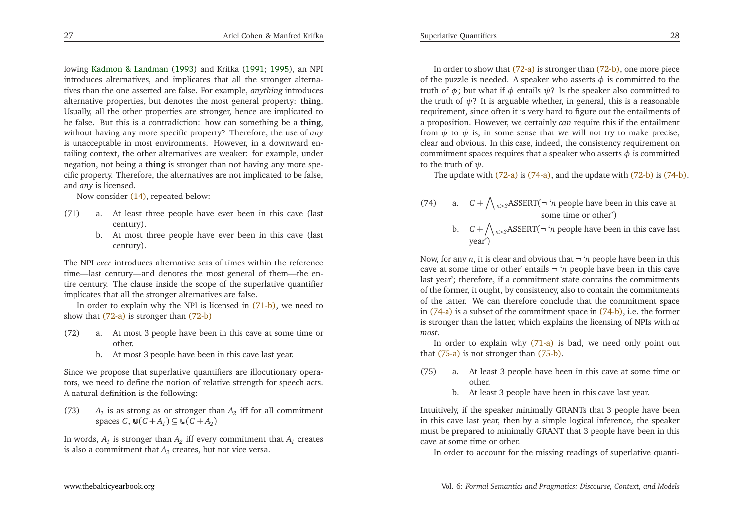lowing Kadmon & Landman (1993) and Krifka (1991; 1995), an NPI introduces alternatives, and implicates that all the stronger alternatives than the one asserted are false. For example, *anything* introduces alternative properties, but denotes the most general property: **thing**. Usually, all the other properties are stronger, hence are implicated to be false. But this is a contradiction: how can something be a **thing**, without having any more specific property? Therefore, the use of *any* is unacceptable in most environments. However, in a downward entailing context, the other alternatives are weaker: for example, under negation, not being a **thing** is stronger than not having any more specific property. Therefore, the alternatives are not implicated to be false, and *any* is licensed.

Now consider (14), repeated below:

(71) a. At least three people have ever been in this cave (last century).
b. At most three people have ever been in this cave (last century).

The NPI *ever* introduces alternative sets of times within the reference time—last century—and denotes the most general of them—the entire century. The clause inside the scope of the superlative quantifier implicates that all the stronger alternatives are false.

In order to explain why the NPI is licensed in (71-b), we need to show that (72-a) is stronger than (72-b)

(72) a. At most 3 people have been in this cave at some time or other.
b. At most 3 people have been in this cave last year.

Since we propose that superlative quantifiers are illocutionary operators, we need to define the notion of relative strength for speech acts. A natural definition is the following:

(73) $A_1$ is as strong as or stronger than $A_2$ iff for all commitment spaces $C$, $\mathbb{U}(C + A_1) \subseteq \mathbb{U}(C + A_2)$

In words, $A_1$ is stronger than $A_2$ iff every commitment that $A_1$ creates is also a commitment that $A_2$ creates, but not vice versa.

In order to show that (72-a) is stronger than (72-b), one more piece of the puzzle is needed. A speaker who asserts $\phi$ is committed to the truth of $\phi$; but what if $\phi$ entails $\psi$? Is the speaker also committed to the truth of $\psi$? It is arguable whether, in general, this is a reasonable requirement, since often it is very hard to figure out the entailments of a proposition. However, we certainly *can* require this if the entailment from $\phi$ to $\psi$ is, in some sense that we will not try to make precise, clear and obvious. In this case, indeed, the consistency requirement on commitment spaces requires that a speaker who asserts $\phi$ is committed to the truth of $\psi$.

The update with (72-a) is (74-a), and the update with (72-b) is (74-b).

(74) a. $C + \bigwedge_{n>3}$ASSERT($\neg$ '$n$ people have been in this cave at some time or other')
b. $C + \bigwedge_{n>3}$ASSERT($\neg$ '$n$ people have been in this cave last year')

Now, for any $n$, it is clear and obvious that $\neg$ '$n$ people have been in this cave at some time or other' entails $\neg$ '$n$ people have been in this cave last year'; therefore, if a commitment state contains the commitments of the former, it ought, by consistency, also to contain the commitments of the latter. We can therefore conclude that the commitment space in (74-a) is a subset of the commitment space in (74-b), i.e. the former is stronger than the latter, which explains the licensing of NPIs with *at most*.

In order to explain why (71-a) is bad, we need only point out that (75-a) is not stronger than (75-b).

(75) a. At least 3 people have been in this cave at some time or other.
b. At least 3 people have been in this cave last year.

Intuitively, if the speaker minimally GRANTs that 3 people have been in this cave last year, then by a simple logical inference, the speaker must be prepared to minimally GRANT that 3 people have been in this cave at some time or other.

In order to account for the missing readings of superlative quanti-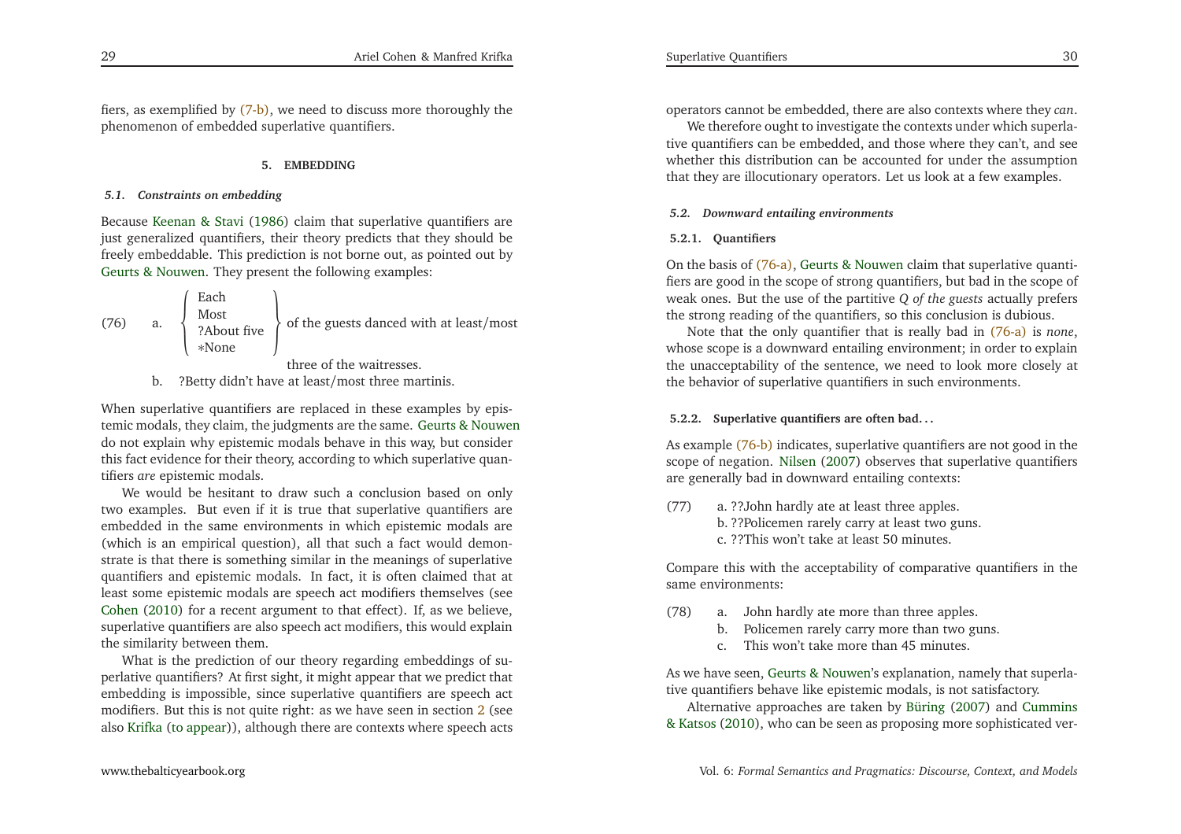fiers, as exemplified by (7-b), we need to discuss more thoroughly the phenomenon of embedded superlative quantifiers.

## 5. EMBEDDING

### 5.1. Constraints on embedding

Because Keenan & Stavi (1986) claim that superlative quantifiers are just generalized quantifiers, their theory predicts that they should be freely embeddable. This prediction is not borne out, as pointed out by Geurts & Nouwen. They present the following examples:

(76) a. { Each / Most / ?About five / *None } of the guests danced with at least/most three of the waitresses.

b. ?Betty didn't have at least/most three martinis.

When superlative quantifiers are replaced in these examples by epistemic modals, they claim, the judgments are the same. Geurts & Nouwen do not explain why epistemic modals behave in this way, but consider this fact evidence for their theory, according to which superlative quantifiers *are* epistemic modals.

We would be hesitant to draw such a conclusion based on only two examples. But even if it is true that superlative quantifiers are embedded in the same environments in which epistemic modals are (which is an empirical question), all that such a fact would demonstrate is that there is something similar in the meanings of superlative quantifiers and epistemic modals. In fact, it is often claimed that at least some epistemic modals are speech act modifiers themselves (see Cohen (2010) for a recent argument to that effect). If, as we believe, superlative quantifiers are also speech act modifiers, this would explain the similarity between them.

What is the prediction of our theory regarding embeddings of superlative quantifiers? At first sight, it might appear that we predict that embedding is impossible, since superlative quantifiers are speech act modifiers. But this is not quite right: as we have seen in section 2 (see also Krifka (to appear)), although there are contexts where speech acts operators cannot be embedded, there are also contexts where they *can*.

We therefore ought to investigate the contexts under which superlative quantifiers can be embedded, and those where they can't, and see whether this distribution can be accounted for under the assumption that they are illocutionary operators. Let us look at a few examples.

### 5.2. Downward entailing environments

#### 5.2.1. Quantifiers

On the basis of (76-a), Geurts & Nouwen claim that superlative quantifiers are good in the scope of strong quantifiers, but bad in the scope of weak ones. But the use of the partitive *Q of the guests* actually prefers the strong reading of the quantifiers, so this conclusion is dubious.

Note that the only quantifier that is really bad in (76-a) is *none*, whose scope is a downward entailing environment; in order to explain the unacceptability of the sentence, we need to look more closely at the behavior of superlative quantifiers in such environments.

#### 5.2.2. Superlative quantifiers are often bad...

As example (76-b) indicates, superlative quantifiers are not good in the scope of negation. Nilsen (2007) observes that superlative quantifiers are generally bad in downward entailing contexts:

(77) a. ??John hardly ate at least three apples.
b. ??Policemen rarely carry at least two guns.
c. ??This won't take at least 50 minutes.

Compare this with the acceptability of comparative quantifiers in the same environments:

(78) a. John hardly ate more than three apples.
b. Policemen rarely carry more than two guns.
c. This won't take more than 45 minutes.

As we have seen, Geurts & Nouwen's explanation, namely that superlative quantifiers behave like epistemic modals, is not satisfactory.

Alternative approaches are taken by Büring (2007) and Cummins & Katsos (2010), who can be seen as proposing more sophisticated ver-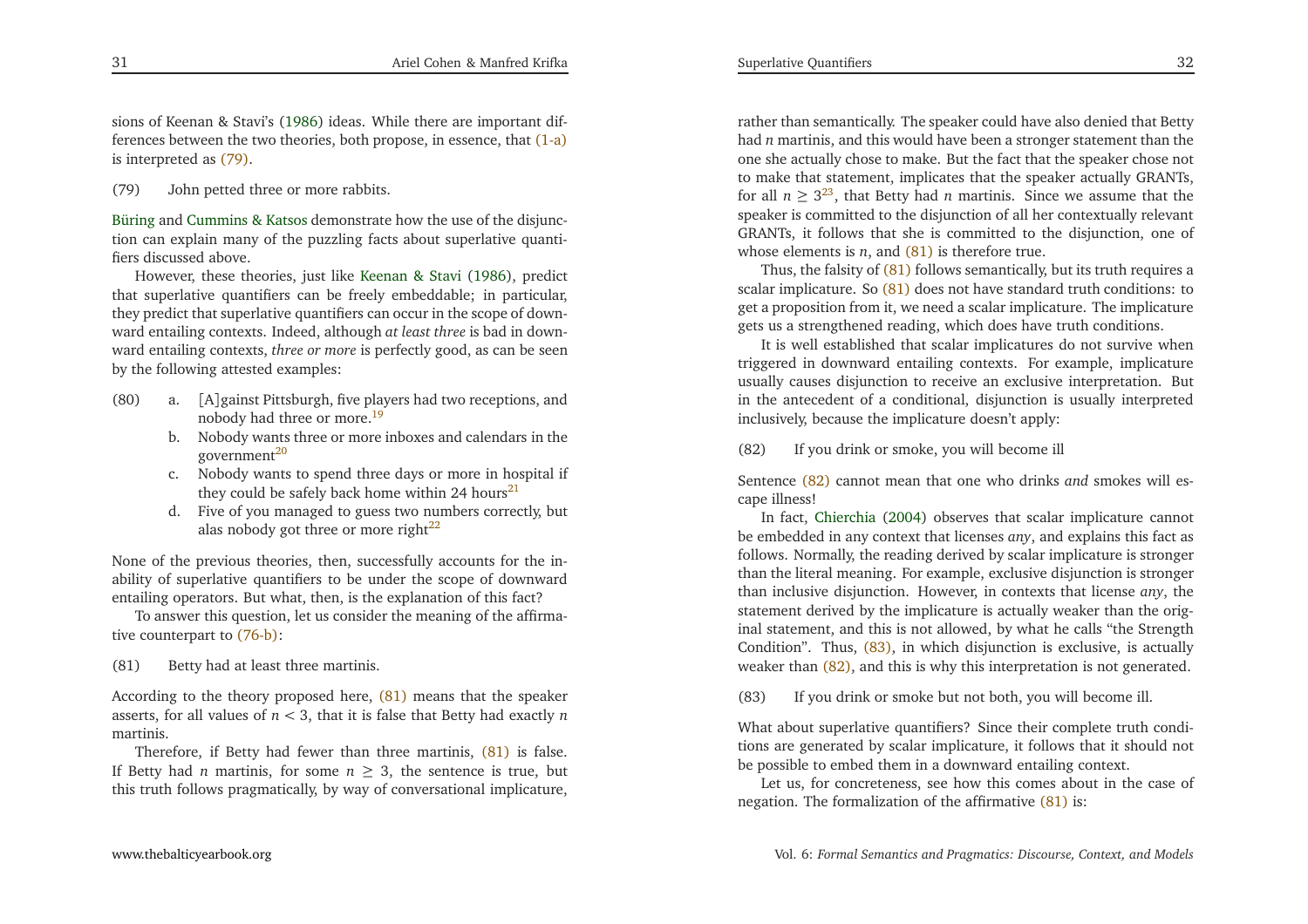sions of Keenan & Stavi's (1986) ideas. While there are important differences between the two theories, both propose, in essence, that (1-a) is interpreted as (79).

(79) John petted three or more rabbits.

Büring and Cummins & Katsos demonstrate how the use of the disjunction can explain many of the puzzling facts about superlative quantifiers discussed above.

However, these theories, just like Keenan & Stavi (1986), predict that superlative quantifiers can be freely embeddable; in particular, they predict that superlative quantifiers can occur in the scope of downward entailing contexts. Indeed, although *at least three* is bad in downward entailing contexts, *three or more* is perfectly good, as can be seen by the following attested examples:

(80)
a. [A]gainst Pittsburgh, five players had two receptions, and nobody had three or more.[19]
b. Nobody wants three or more inboxes and calendars in the government[20]
c. Nobody wants to spend three days or more in hospital if they could be safely back home within 24 hours[21]
d. Five of you managed to guess two numbers correctly, but alas nobody got three or more right[22]

None of the previous theories, then, successfully accounts for the inability of superlative quantifiers to be under the scope of downward entailing operators. But what, then, is the explanation of this fact?

To answer this question, let us consider the meaning of the affirmative counterpart to (76-b):

(81) Betty had at least three martinis.

According to the theory proposed here, (81) means that the speaker asserts, for all values of $n < 3$, that it is false that Betty had exactly $n$ martinis.

Therefore, if Betty had fewer than three martinis, (81) is false. If Betty had $n$ martinis, for some $n \geq 3$, the sentence is true, but this truth follows pragmatically, by way of conversational implicature, rather than semantically. The speaker could have also denied that Betty had $n$ martinis, and this would have been a stronger statement than the one she actually chose to make. But the fact that the speaker chose not to make that statement, implicates that the speaker actually GRANTs, for all $n \geq 3$[23], that Betty had $n$ martinis. Since we assume that the speaker is committed to the disjunction of all her contextually relevant GRANTs, it follows that she is committed to the disjunction, one of whose elements is $n$, and (81) is therefore true.

Thus, the falsity of (81) follows semantically, but its truth requires a scalar implicature. So (81) does not have standard truth conditions: to get a proposition from it, we need a scalar implicature. The implicature gets us a strengthened reading, which does have truth conditions.

It is well established that scalar implicatures do not survive when triggered in downward entailing contexts. For example, implicature usually causes disjunction to receive an exclusive interpretation. But in the antecedent of a conditional, disjunction is usually interpreted inclusively, because the implicature doesn't apply:

(82) If you drink or smoke, you will become ill

Sentence (82) cannot mean that one who drinks *and* smokes will escape illness!

In fact, Chierchia (2004) observes that scalar implicature cannot be embedded in any context that licenses *any*, and explains this fact as follows. Normally, the reading derived by scalar implicature is stronger than the literal meaning. For example, exclusive disjunction is stronger than inclusive disjunction. However, in contexts that license *any*, the statement derived by the implicature is actually weaker than the original statement, and this is not allowed, by what he calls "the Strength Condition". Thus, (83), in which disjunction is exclusive, is actually weaker than (82), and this is why this interpretation is not generated.

(83) If you drink or smoke but not both, you will become ill.

What about superlative quantifiers? Since their complete truth conditions are generated by scalar implicature, it follows that it should not be possible to embed them in a downward entailing context.

Let us, for concreteness, see how this comes about in the case of negation. The formalization of the affirmative (81) is: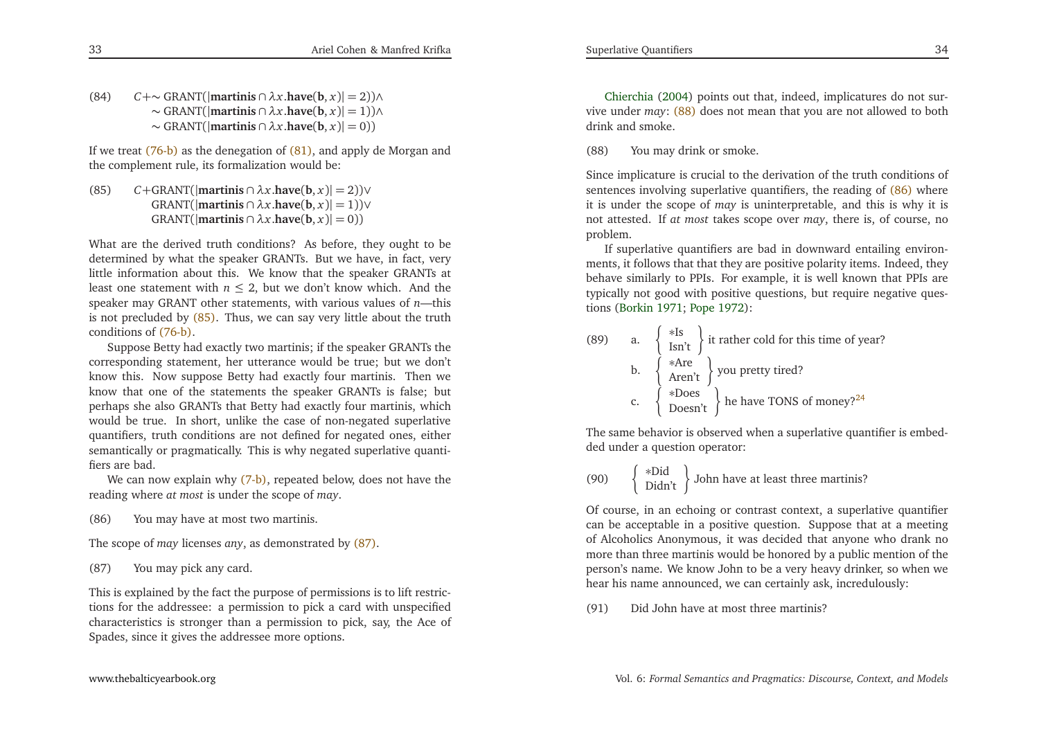(84) $C + \sim \text{GRANT}(|\textbf{martinis} \cap \lambda x.\textbf{have}(\textbf{b}, x)| = 2)) \wedge$
$\sim \text{GRANT}(|\textbf{martinis} \cap \lambda x.\textbf{have}(\textbf{b}, x)| = 1)) \wedge$
$\sim \text{GRANT}(|\textbf{martinis} \cap \lambda x.\textbf{have}(\textbf{b}, x)| = 0))$

If we treat (76-b) as the denegation of (81), and apply de Morgan and the complement rule, its formalization would be:

(85) $C + \text{GRANT}(|\textbf{martinis} \cap \lambda x.\textbf{have}(\textbf{b}, x)| = 2)) \vee$
$\text{GRANT}(|\textbf{martinis} \cap \lambda x.\textbf{have}(\textbf{b}, x)| = 1)) \vee$
$\text{GRANT}(|\textbf{martinis} \cap \lambda x.\textbf{have}(\textbf{b}, x)| = 0))$

What are the derived truth conditions? As before, they ought to be determined by what the speaker GRANTs. But we have, in fact, very little information about this. We know that the speaker GRANTs at least one statement with $n \leq 2$, but we don't know which. And the speaker may GRANT other statements, with various values of $n$—this is not precluded by (85). Thus, we can say very little about the truth conditions of (76-b).

Suppose Betty had exactly two martinis; if the speaker GRANTs the corresponding statement, her utterance would be true; but we don't know this. Now suppose Betty had exactly four martinis. Then we know that one of the statements the speaker GRANTs is false; but perhaps she also GRANTs that Betty had exactly four martinis, which would be true. In short, unlike the case of non-negated superlative quantifiers, truth conditions are not defined for negated ones, either semantically or pragmatically. This is why negated superlative quantifiers are bad.

We can now explain why (7-b), repeated below, does not have the reading where *at most* is under the scope of *may*.

(86) You may have at most two martinis.

The scope of *may* licenses *any*, as demonstrated by (87).

(87) You may pick any card.

This is explained by the fact the purpose of permissions is to lift restrictions for the addressee: a permission to pick a card with unspecified characteristics is stronger than a permission to pick, say, the Ace of Spades, since it gives the addressee more options.

Chierchia (2004) points out that, indeed, implicatures do not survive under *may*: (88) does not mean that you are not allowed to both drink and smoke.

(88) You may drink or smoke.

Since implicature is crucial to the derivation of the truth conditions of sentences involving superlative quantifiers, the reading of (86) where it is under the scope of *may* is uninterpretable, and this is why it is not attested. If *at most* takes scope over *may*, there is, of course, no problem.

If superlative quantifiers are bad in downward entailing environments, it follows that that they are positive polarity items. Indeed, they behave similarly to PPIs. For example, it is well known that PPIs are typically not good with positive questions, but require negative questions (Borkin 1971; Pope 1972):

(89) a. {*Is / Isn't} it rather cold for this time of year?
b. {*Are / Aren't} you pretty tired?
c. {*Does / Doesn't} he have TONS of money?[24]

The same behavior is observed when a superlative quantifier is embedded under a question operator:

(90) {*Did / Didn't} John have at least three martinis?

Of course, in an echoing or contrast context, a superlative quantifier can be acceptable in a positive question. Suppose that at a meeting of Alcoholics Anonymous, it was decided that anyone who drank no more than three martinis would be honored by a public mention of the person's name. We know John to be a very heavy drinker, so when we hear his name announced, we can certainly ask, incredulously:

(91) Did John have at most three martinis?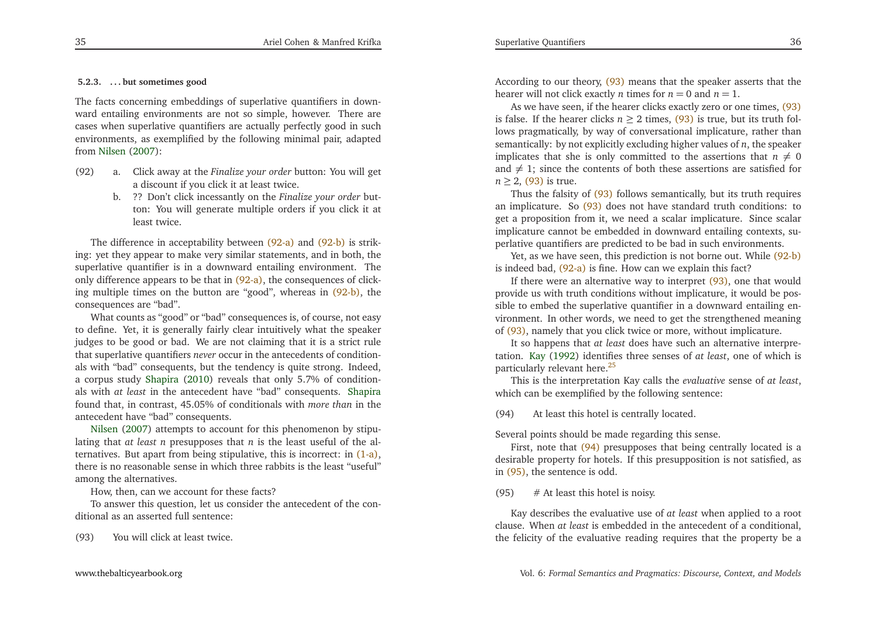#### 5.2.3. ... but sometimes good

The facts concerning embeddings of superlative quantifiers in downward entailing environments are not so simple, however. There are cases when superlative quantifiers are actually perfectly good in such environments, as exemplified by the following minimal pair, adapted from Nilsen (2007):

(92) a. Click away at the *Finalize your order* button: You will get a discount if you click it at least twice.

b. ?? Don't click incessantly on the *Finalize your order* button: You will generate multiple orders if you click it at least twice.

The difference in acceptability between (92-a) and (92-b) is striking: yet they appear to make very similar statements, and in both, the superlative quantifier is in a downward entailing environment. The only difference appears to be that in (92-a), the consequences of clicking multiple times on the button are "good", whereas in (92-b), the consequences are "bad".

What counts as "good" or "bad" consequences is, of course, not easy to define. Yet, it is generally fairly clear intuitively what the speaker judges to be good or bad. We are not claiming that it is a strict rule that superlative quantifiers *never* occur in the antecedents of conditionals with "bad" consequents, but the tendency is quite strong. Indeed, a corpus study Shapira (2010) reveals that only 5.7% of conditionals with *at least* in the antecedent have "bad" consequents. Shapira found that, in contrast, 45.05% of conditionals with *more than* in the antecedent have "bad" consequents.

Nilsen (2007) attempts to account for this phenomenon by stipulating that *at least n* presupposes that *n* is the least useful of the alternatives. But apart from being stipulative, this is incorrect: in (1-a), there is no reasonable sense in which three rabbits is the least "useful" among the alternatives.

How, then, can we account for these facts?

To answer this question, let us consider the antecedent of the conditional as an asserted full sentence:

(93) You will click at least twice.

According to our theory, (93) means that the speaker asserts that the hearer will not click exactly $n$ times for $n = 0$ and $n = 1$.

As we have seen, if the hearer clicks exactly zero or one times, (93) is false. If the hearer clicks $n \geq 2$ times, (93) is true, but its truth follows pragmatically, by way of conversational implicature, rather than semantically: by not explicitly excluding higher values of $n$, the speaker implicates that she is only committed to the assertions that $n \neq 0$ and $\neq 1$; since the contents of both these assertions are satisfied for $n \geq 2$, (93) is true.

Thus the falsity of (93) follows semantically, but its truth requires an implicature. So (93) does not have standard truth conditions: to get a proposition from it, we need a scalar implicature. Since scalar implicature cannot be embedded in downward entailing contexts, superlative quantifiers are predicted to be bad in such environments.

Yet, as we have seen, this prediction is not borne out. While (92-b) is indeed bad, (92-a) is fine. How can we explain this fact?

If there were an alternative way to interpret (93), one that would provide us with truth conditions without implicature, it would be possible to embed the superlative quantifier in a downward entailing environment. In other words, we need to get the strengthened meaning of (93), namely that you click twice or more, without implicature.

It so happens that *at least* does have such an alternative interpretation. Kay (1992) identifies three senses of *at least*, one of which is particularly relevant here.[25]

This is the interpretation Kay calls the *evaluative* sense of *at least*, which can be exemplified by the following sentence:

(94) At least this hotel is centrally located.

Several points should be made regarding this sense.

First, note that (94) presupposes that being centrally located is a desirable property for hotels. If this presupposition is not satisfied, as in (95), the sentence is odd.

(95) # At least this hotel is noisy.

Kay describes the evaluative use of *at least* when applied to a root clause. When *at least* is embedded in the antecedent of a conditional, the felicity of the evaluative reading requires that the property be a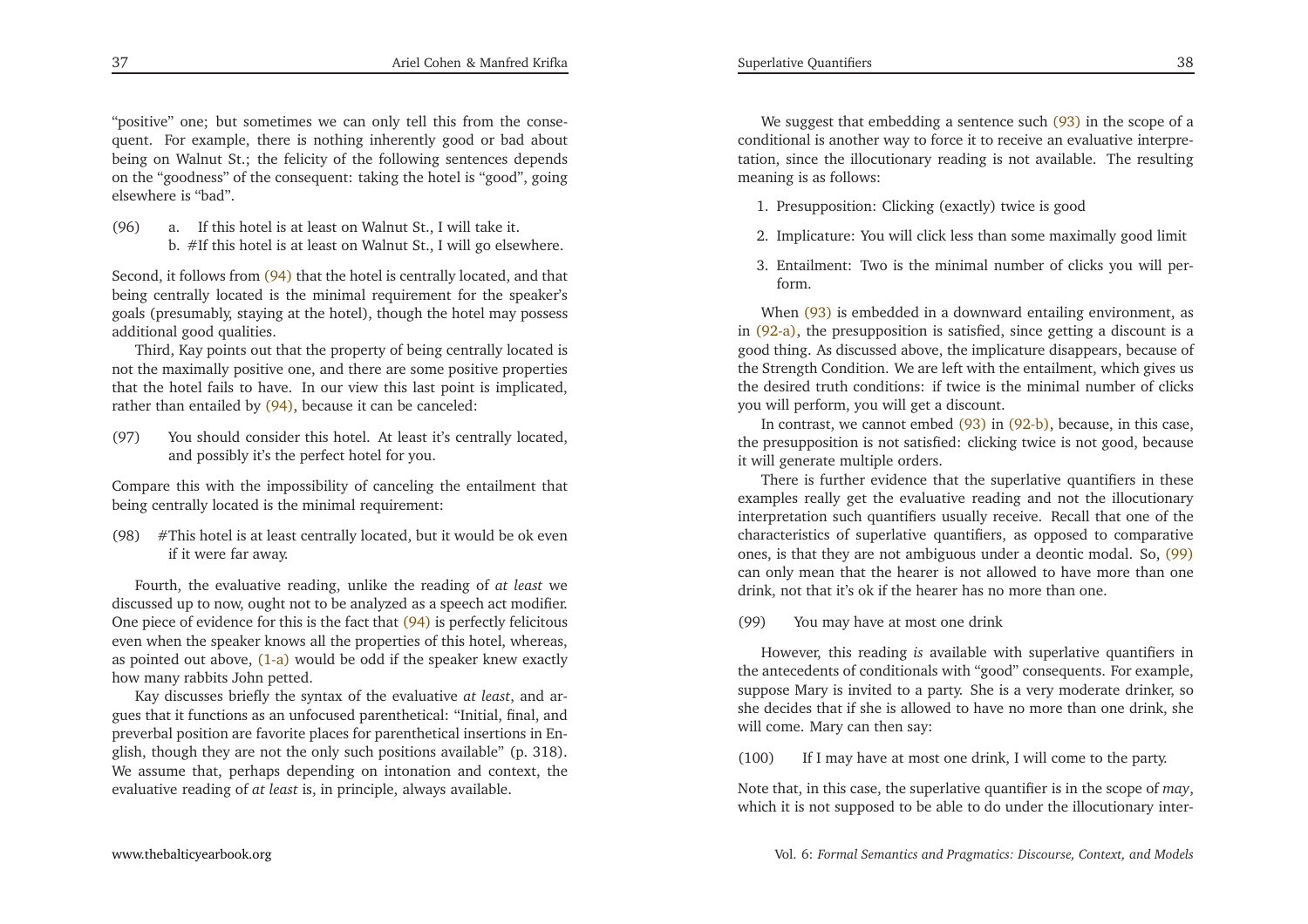"positive" one; but sometimes we can only tell this from the consequent. For example, there is nothing inherently good or bad about being on Walnut St.; the felicity of the following sentences depends on the "goodness" of the consequent: taking the hotel is "good", going elsewhere is "bad".

(96) a. If this hotel is at least on Walnut St., I will take it.
b. #If this hotel is at least on Walnut St., I will go elsewhere.

Second, it follows from (94) that the hotel is centrally located, and that being centrally located is the minimal requirement for the speaker's goals (presumably, staying at the hotel), though the hotel may possess additional good qualities.

Third, Kay points out that the property of being centrally located is not the maximally positive one, and there are some positive properties that the hotel fails to have. In our view this last point is implicated, rather than entailed by (94), because it can be canceled:

(97) You should consider this hotel. At least it's centrally located, and possibly it's the perfect hotel for you.

Compare this with the impossibility of canceling the entailment that being centrally located is the minimal requirement:

(98) #This hotel is at least centrally located, but it would be ok even if it were far away.

Fourth, the evaluative reading, unlike the reading of *at least* we discussed up to now, ought not to be analyzed as a speech act modifier. One piece of evidence for this is the fact that (94) is perfectly felicitous even when the speaker knows all the properties of this hotel, whereas, as pointed out above, (1-a) would be odd if the speaker knew exactly how many rabbits John petted.

Kay discusses briefly the syntax of the evaluative *at least*, and argues that it functions as an unfocused parenthetical: "Initial, final, and preverbal position are favorite places for parenthetical insertions in English, though they are not the only such positions available" (p. 318). We assume that, perhaps depending on intonation and context, the evaluative reading of *at least* is, in principle, always available.

We suggest that embedding a sentence such (93) in the scope of a conditional is another way to force it to receive an evaluative interpretation, since the illocutionary reading is not available. The resulting meaning is as follows:

1. Presupposition: Clicking (exactly) twice is good
2. Implicature: You will click less than some maximally good limit
3. Entailment: Two is the minimal number of clicks you will perform.

When (93) is embedded in a downward entailing environment, as in (92-a), the presupposition is satisfied, since getting a discount is a good thing. As discussed above, the implicature disappears, because of the Strength Condition. We are left with the entailment, which gives us the desired truth conditions: if twice is the minimal number of clicks you will perform, you will get a discount.

In contrast, we cannot embed (93) in (92-b), because, in this case, the presupposition is not satisfied: clicking twice is not good, because it will generate multiple orders.

There is further evidence that the superlative quantifiers in these examples really get the evaluative reading and not the illocutionary interpretation such quantifiers usually receive. Recall that one of the characteristics of superlative quantifiers, as opposed to comparative ones, is that they are not ambiguous under a deontic modal. So, (99) can only mean that the hearer is not allowed to have more than one drink, not that it's ok if the hearer has no more than one.

(99) You may have at most one drink

However, this reading *is* available with superlative quantifiers in the antecedents of conditionals with "good" consequents. For example, suppose Mary is invited to a party. She is a very moderate drinker, so she decides that if she is allowed to have no more than one drink, she will come. Mary can then say:

(100) If I may have at most one drink, I will come to the party.

Note that, in this case, the superlative quantifier is in the scope of *may*, which it is not supposed to be able to do under the illocutionary inter-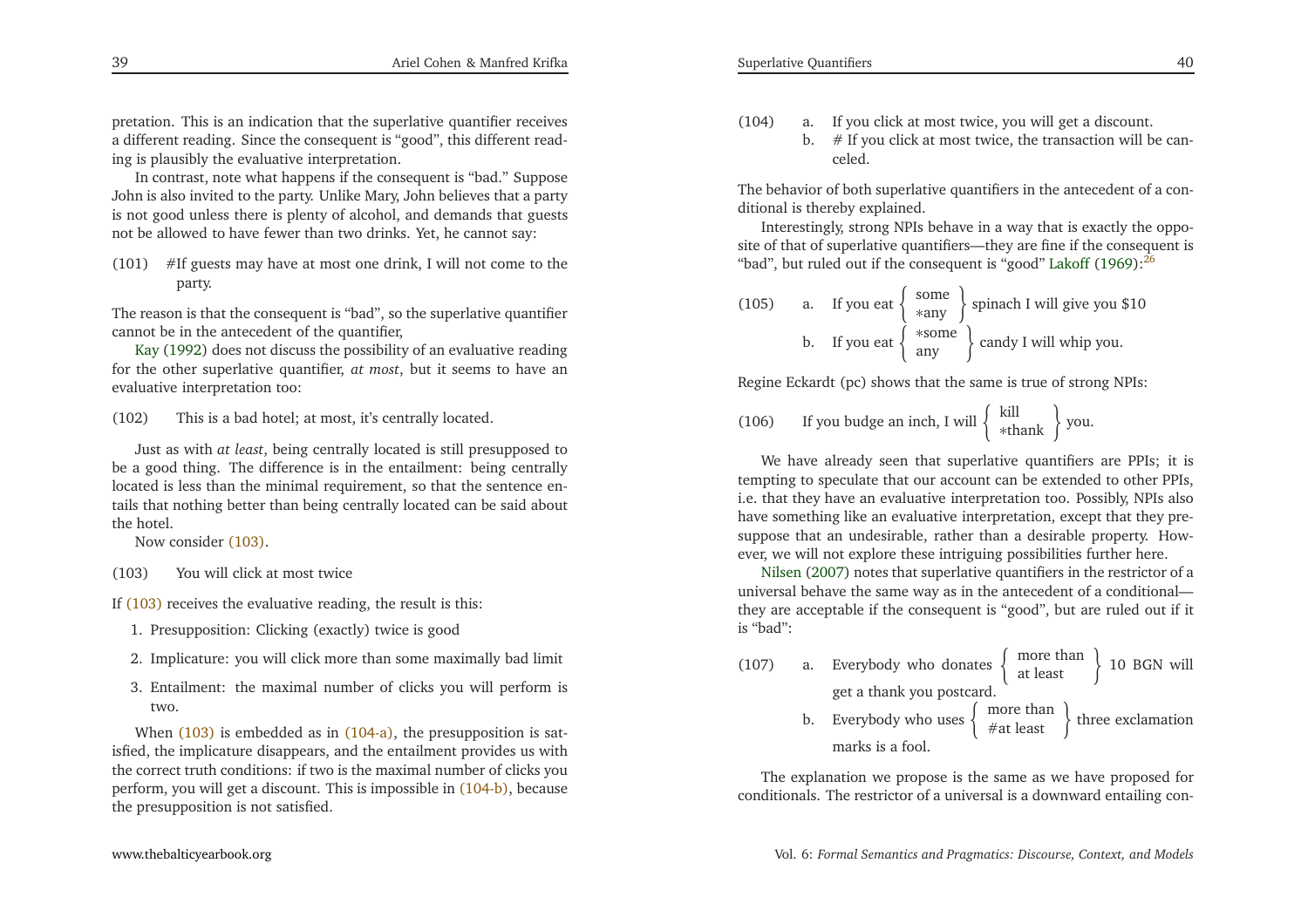pretation. This is an indication that the superlative quantifier receives a different reading. Since the consequent is "good", this different reading is plausibly the evaluative interpretation.

In contrast, note what happens if the consequent is "bad." Suppose John is also invited to the party. Unlike Mary, John believes that a party is not good unless there is plenty of alcohol, and demands that guests not be allowed to have fewer than two drinks. Yet, he cannot say:

(101) #If guests may have at most one drink, I will not come to the party.

The reason is that the consequent is "bad", so the superlative quantifier cannot be in the antecedent of the quantifier,

Kay (1992) does not discuss the possibility of an evaluative reading for the other superlative quantifier, *at most*, but it seems to have an evaluative interpretation too:

(102) This is a bad hotel; at most, it's centrally located.

Just as with *at least*, being centrally located is still presupposed to be a good thing. The difference is in the entailment: being centrally located is less than the minimal requirement, so that the sentence entails that nothing better than being centrally located can be said about the hotel.

Now consider (103).

(103) You will click at most twice

If (103) receives the evaluative reading, the result is this:

1. Presupposition: Clicking (exactly) twice is good
2. Implicature: you will click more than some maximally bad limit
3. Entailment: the maximal number of clicks you will perform is two.

When (103) is embedded as in (104-a), the presupposition is satisfied, the implicature disappears, and the entailment provides us with the correct truth conditions: if two is the maximal number of clicks you perform, you will get a discount. This is impossible in (104-b), because the presupposition is not satisfied.

(104)
a. If you click at most twice, you will get a discount.
b. # If you click at most twice, the transaction will be canceled.

The behavior of both superlative quantifiers in the antecedent of a conditional is thereby explained.

Interestingly, strong NPIs behave in a way that is exactly the opposite of that of superlative quantifiers—they are fine if the consequent is "bad", but ruled out if the consequent is "good" Lakoff (1969):[26]

(105)
a. If you eat { some / *any } spinach I will give you $10
b. If you eat { *some / any } candy I will whip you.

Regine Eckardt (pc) shows that the same is true of strong NPIs:

(106) If you budge an inch, I will { kill / *thank } you.

We have already seen that superlative quantifiers are PPIs; it is tempting to speculate that our account can be extended to other PPIs, i.e. that they have an evaluative interpretation too. Possibly, NPIs also have something like an evaluative interpretation, except that they presuppose that an undesirable, rather than a desirable property. However, we will not explore these intriguing possibilities further here.

Nilsen (2007) notes that superlative quantifiers in the restrictor of a universal behave the same way as in the antecedent of a conditional—they are acceptable if the consequent is "good", but are ruled out if it is "bad":

(107)
a. Everybody who donates { more than / at least } 10 BGN will get a thank you postcard.
b. Everybody who uses { more than / #at least } three exclamation marks is a fool.

The explanation we propose is the same as we have proposed for conditionals. The restrictor of a universal is a downward entailing con-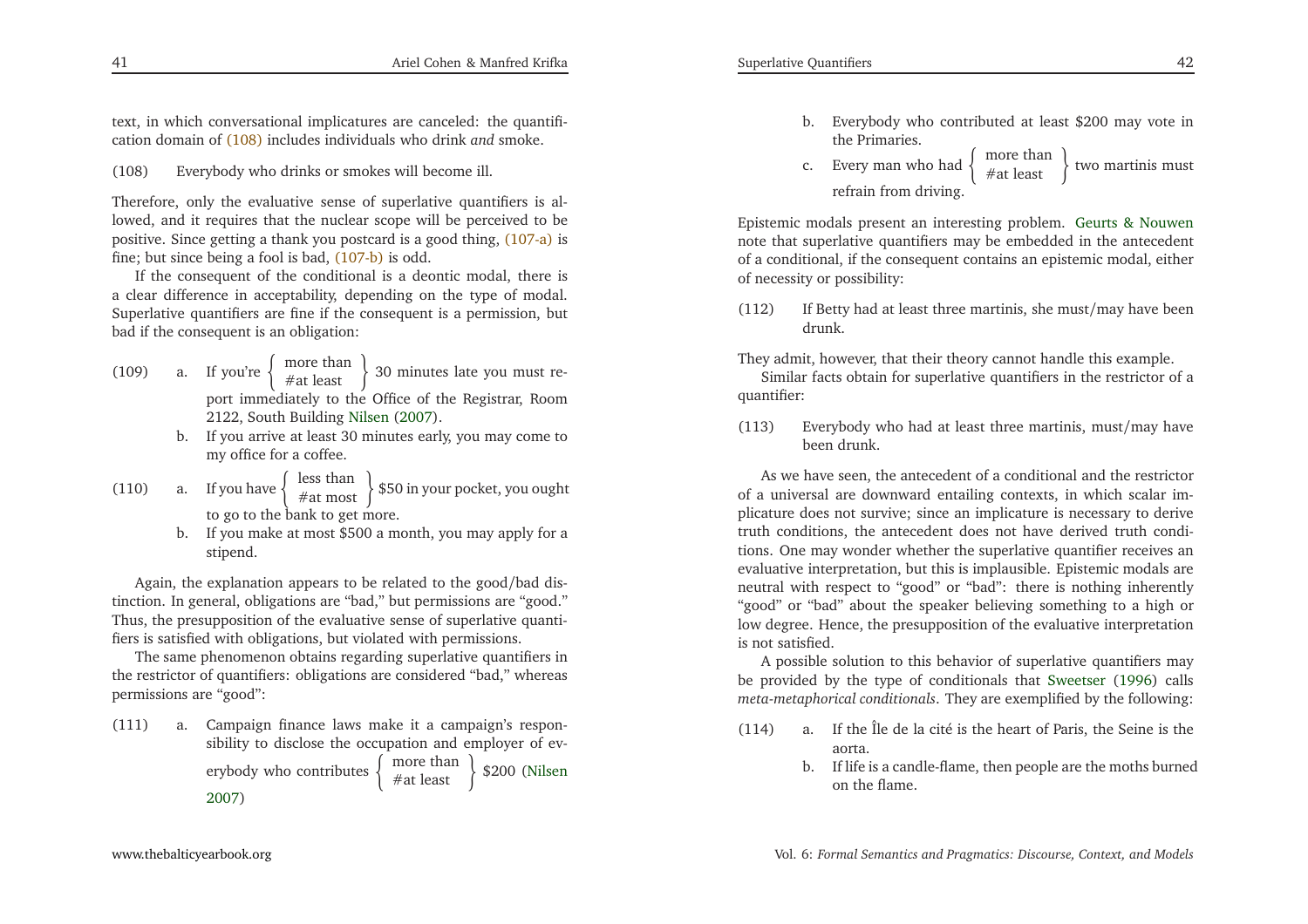text, in which conversational implicatures are canceled: the quantification domain of (108) includes individuals who drink *and* smoke.

(108) Everybody who drinks or smokes will become ill.

Therefore, only the evaluative sense of superlative quantifiers is allowed, and it requires that the nuclear scope will be perceived to be positive. Since getting a thank you postcard is a good thing, (107-a) is fine; but since being a fool is bad, (107-b) is odd.

If the consequent of the conditional is a deontic modal, there is a clear difference in acceptability, depending on the type of modal. Superlative quantifiers are fine if the consequent is a permission, but bad if the consequent is an obligation:

(109) a. If you're {more than / #at least} 30 minutes late you must report immediately to the Office of the Registrar, Room 2122, South Building Nilsen (2007).

b. If you arrive at least 30 minutes early, you may come to my office for a coffee.

(110) a. If you have {less than / #at most} $50 in your pocket, you ought to go to the bank to get more.

b. If you make at most $500 a month, you may apply for a stipend.

Again, the explanation appears to be related to the good/bad distinction. In general, obligations are "bad," but permissions are "good." Thus, the presupposition of the evaluative sense of superlative quantifiers is satisfied with obligations, but violated with permissions.

The same phenomenon obtains regarding superlative quantifiers in the restrictor of quantifiers: obligations are considered "bad," whereas permissions are "good":

(111) a. Campaign finance laws make it a campaign's responsibility to disclose the occupation and employer of everybody who contributes {more than / #at least} $200 (Nilsen 2007)

b. Everybody who contributed at least $200 may vote in the Primaries.

c. Every man who had {more than / #at least} two martinis must refrain from driving.

Epistemic modals present an interesting problem. Geurts & Nouwen note that superlative quantifiers may be embedded in the antecedent of a conditional, if the consequent contains an epistemic modal, either of necessity or possibility:

(112) If Betty had at least three martinis, she must/may have been drunk.

They admit, however, that their theory cannot handle this example.

Similar facts obtain for superlative quantifiers in the restrictor of a quantifier:

(113) Everybody who had at least three martinis, must/may have been drunk.

As we have seen, the antecedent of a conditional and the restrictor of a universal are downward entailing contexts, in which scalar implicature does not survive; since an implicature is necessary to derive truth conditions, the antecedent does not have derived truth conditions. One may wonder whether the superlative quantifier receives an evaluative interpretation, but this is implausible. Epistemic modals are neutral with respect to "good" or "bad": there is nothing inherently "good" or "bad" about the speaker believing something to a high or low degree. Hence, the presupposition of the evaluative interpretation is not satisfied.

A possible solution to this behavior of superlative quantifiers may be provided by the type of conditionals that Sweetser (1996) calls *meta-metaphorical conditionals*. They are exemplified by the following:

(114) a. If the Île de la cité is the heart of Paris, the Seine is the aorta.

b. If life is a candle-flame, then people are the moths burned on the flame.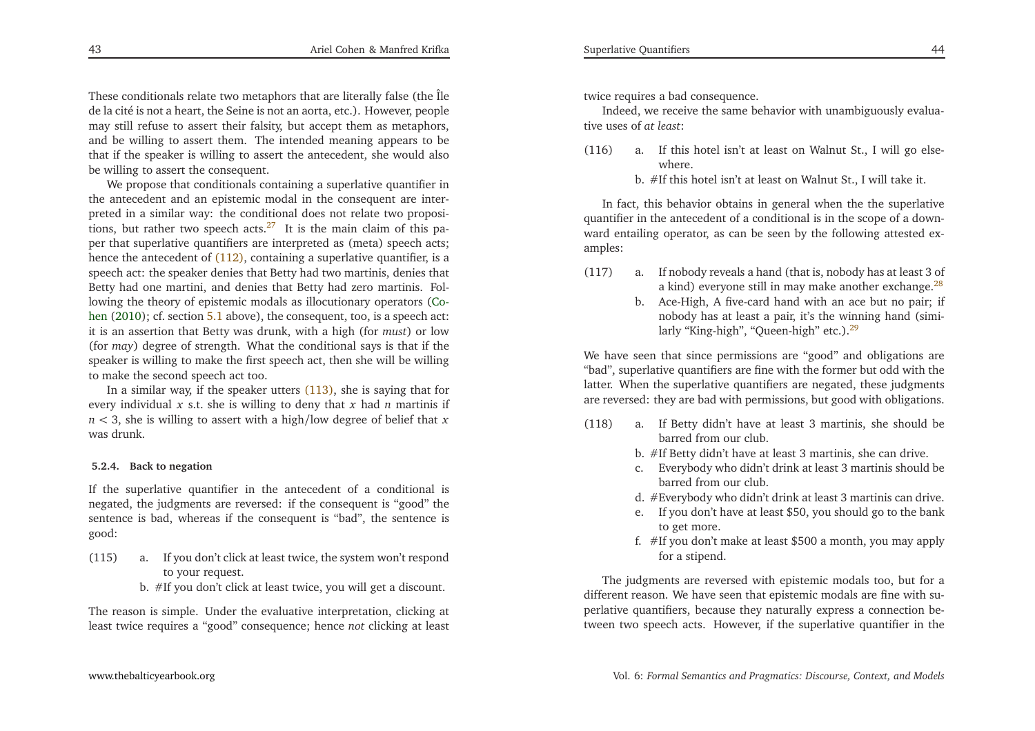These conditionals relate two metaphors that are literally false (the Île de la cité is not a heart, the Seine is not an aorta, etc.). However, people may still refuse to assert their falsity, but accept them as metaphors, and be willing to assert them. The intended meaning appears to be that if the speaker is willing to assert the antecedent, she would also be willing to assert the consequent.

We propose that conditionals containing a superlative quantifier in the antecedent and an epistemic modal in the consequent are interpreted in a similar way: the conditional does not relate two propositions, but rather two speech acts.[27] It is the main claim of this paper that superlative quantifiers are interpreted as (meta) speech acts; hence the antecedent of (112), containing a superlative quantifier, is a speech act: the speaker denies that Betty had two martinis, denies that Betty had one martini, and denies that Betty had zero martinis. Following the theory of epistemic modals as illocutionary operators (Cohen (2010); cf. section 5.1 above), the consequent, too, is a speech act: it is an assertion that Betty was drunk, with a high (for *must*) or low (for *may*) degree of strength. What the conditional says is that if the speaker is willing to make the first speech act, then she will be willing to make the second speech act too.

In a similar way, if the speaker utters (113), she is saying that for every individual $x$ s.t. she is willing to deny that $x$ had $n$ martinis if $n < 3$, she is willing to assert with a high/low degree of belief that $x$ was drunk.

#### 5.2.4. Back to negation

If the superlative quantifier in the antecedent of a conditional is negated, the judgments are reversed: if the consequent is "good" the sentence is bad, whereas if the consequent is "bad", the sentence is good:

(115) a. If you don't click at least twice, the system won't respond to your request.
 b. #If you don't click at least twice, you will get a discount.

The reason is simple. Under the evaluative interpretation, clicking at least twice requires a "good" consequence; hence *not* clicking at least twice requires a bad consequence.

Indeed, we receive the same behavior with unambiguously evaluative uses of *at least*:

(116) a. If this hotel isn't at least on Walnut St., I will go elsewhere.
 b. #If this hotel isn't at least on Walnut St., I will take it.

In fact, this behavior obtains in general when the the superlative quantifier in the antecedent of a conditional is in the scope of a downward entailing operator, as can be seen by the following attested examples:

(117) a. If nobody reveals a hand (that is, nobody has at least 3 of a kind) everyone still in may make another exchange.[28]
 b. Ace-High, A five-card hand with an ace but no pair; if nobody has at least a pair, it's the winning hand (similarly "King-high", "Queen-high" etc.).[29]

We have seen that since permissions are "good" and obligations are "bad", superlative quantifiers are fine with the former but odd with the latter. When the superlative quantifiers are negated, these judgments are reversed: they are bad with permissions, but good with obligations.

(118) a. If Betty didn't have at least 3 martinis, she should be barred from our club.
 b. #If Betty didn't have at least 3 martinis, she can drive.
 c. Everybody who didn't drink at least 3 martinis should be barred from our club.
 d. #Everybody who didn't drink at least 3 martinis can drive.
 e. If you don't have at least \$50, you should go to the bank to get more.
 f. #If you don't make at least \$500 a month, you may apply for a stipend.

The judgments are reversed with epistemic modals too, but for a different reason. We have seen that epistemic modals are fine with superlative quantifiers, because they naturally express a connection between two speech acts. However, if the superlative quantifier in the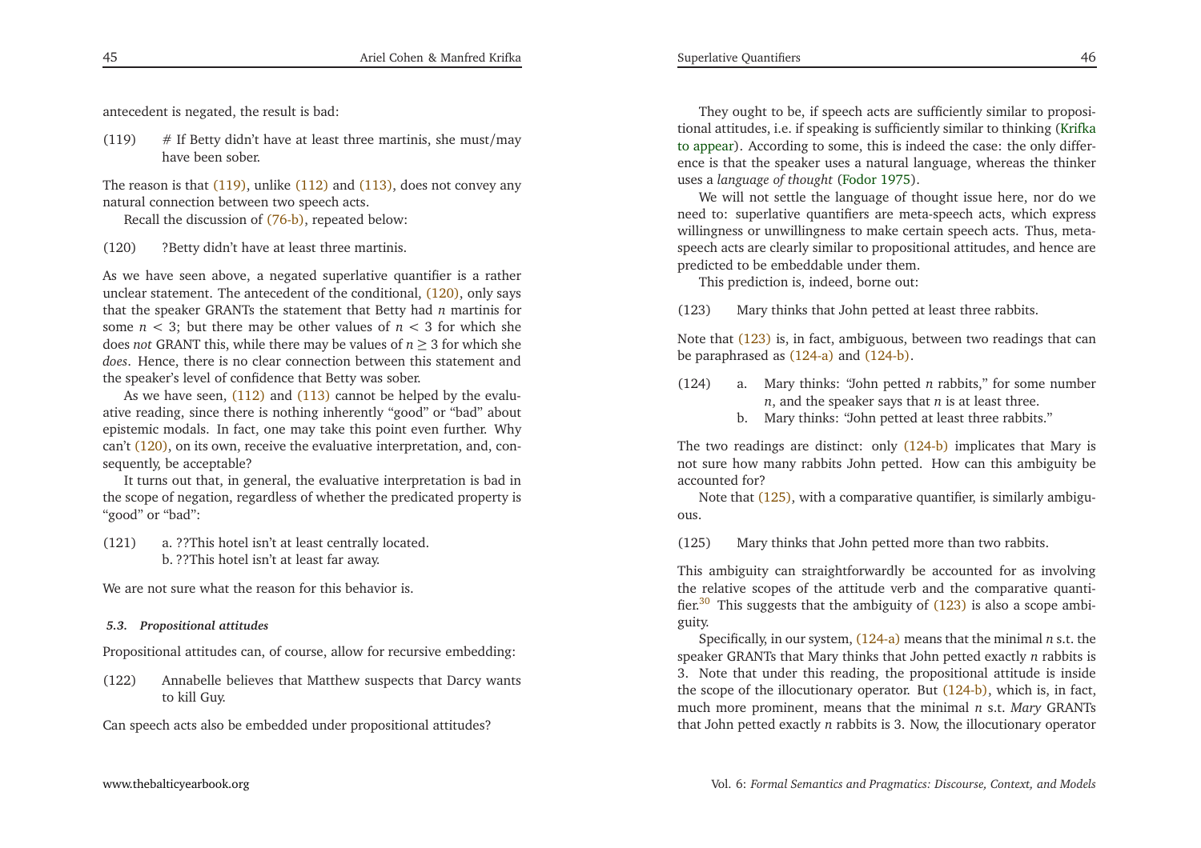antecedent is negated, the result is bad:

(119) # If Betty didn't have at least three martinis, she must/may have been sober.

The reason is that (119), unlike (112) and (113), does not convey any natural connection between two speech acts.

Recall the discussion of (76-b), repeated below:

(120) ?Betty didn't have at least three martinis.

As we have seen above, a negated superlative quantifier is a rather unclear statement. The antecedent of the conditional, (120), only says that the speaker GRANTs the statement that Betty had $n$ martinis for some $n < 3$; but there may be other values of $n < 3$ for which she does *not* GRANT this, while there may be values of $n \geq 3$ for which she *does*. Hence, there is no clear connection between this statement and the speaker's level of confidence that Betty was sober.

As we have seen, (112) and (113) cannot be helped by the evaluative reading, since there is nothing inherently "good" or "bad" about epistemic modals. In fact, one may take this point even further. Why can't (120), on its own, receive the evaluative interpretation, and, consequently, be acceptable?

It turns out that, in general, the evaluative interpretation is bad in the scope of negation, regardless of whether the predicated property is "good" or "bad":

(121) a. ??This hotel isn't at least centrally located.
b. ??This hotel isn't at least far away.

We are not sure what the reason for this behavior is.

### 5.3. Propositional attitudes

Propositional attitudes can, of course, allow for recursive embedding:

(122) Annabelle believes that Matthew suspects that Darcy wants to kill Guy.

Can speech acts also be embedded under propositional attitudes?

They ought to be, if speech acts are sufficiently similar to propositional attitudes, i.e. if speaking is sufficiently similar to thinking (Krifka to appear). According to some, this is indeed the case: the only difference is that the speaker uses a natural language, whereas the thinker uses a *language of thought* (Fodor 1975).

We will not settle the language of thought issue here, nor do we need to: superlative quantifiers are meta-speech acts, which express willingness or unwillingness to make certain speech acts. Thus, meta-speech acts are clearly similar to propositional attitudes, and hence are predicted to be embeddable under them.

This prediction is, indeed, borne out:

(123) Mary thinks that John petted at least three rabbits.

Note that (123) is, in fact, ambiguous, between two readings that can be paraphrased as (124-a) and (124-b).

(124) a. Mary thinks: "John petted $n$ rabbits," for some number $n$, and the speaker says that $n$ is at least three.
b. Mary thinks: "John petted at least three rabbits."

The two readings are distinct: only (124-b) implicates that Mary is not sure how many rabbits John petted. How can this ambiguity be accounted for?

Note that (125), with a comparative quantifier, is similarly ambiguous.

(125) Mary thinks that John petted more than two rabbits.

This ambiguity can straightforwardly be accounted for as involving the relative scopes of the attitude verb and the comparative quantifier.[30] This suggests that the ambiguity of (123) is also a scope ambiguity.

Specifically, in our system, (124-a) means that the minimal $n$ s.t. the speaker GRANTs that Mary thinks that John petted exactly $n$ rabbits is 3. Note that under this reading, the propositional attitude is inside the scope of the illocutionary operator. But (124-b), which is, in fact, much more prominent, means that the minimal $n$ s.t. *Mary* GRANTs that John petted exactly $n$ rabbits is 3. Now, the illocutionary operator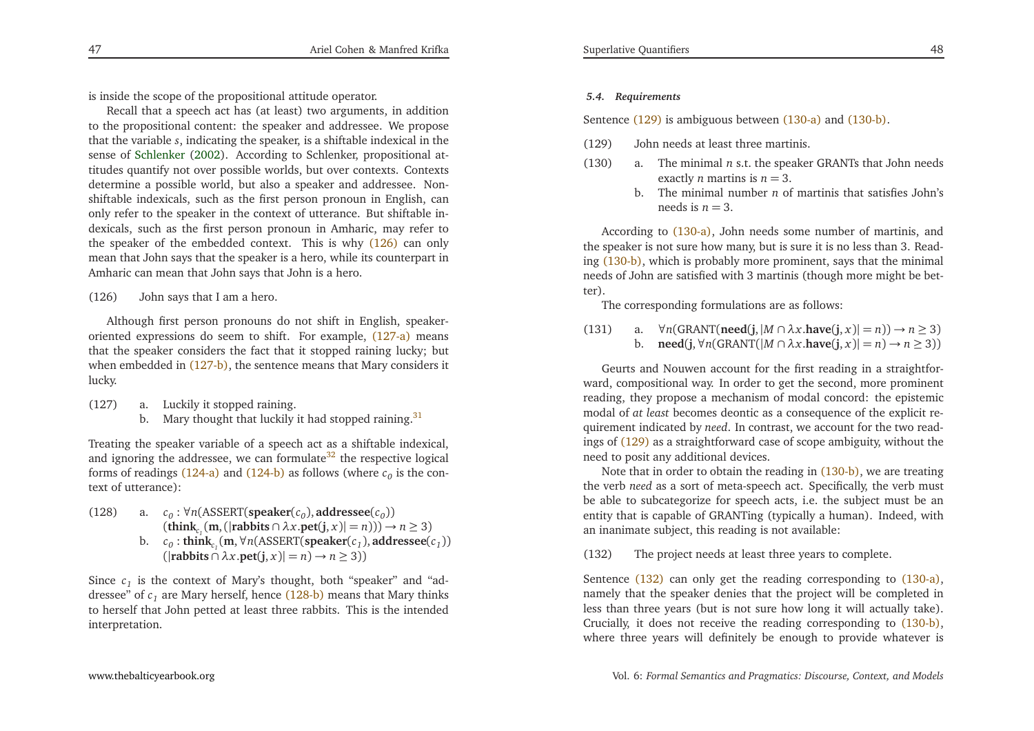is inside the scope of the propositional attitude operator.

Recall that a speech act has (at least) two arguments, in addition to the propositional content: the speaker and addressee. We propose that the variable $s$, indicating the speaker, is a shiftable indexical in the sense of Schlenker (2002). According to Schlenker, propositional attitudes quantify not over possible worlds, but over contexts. Contexts determine a possible world, but also a speaker and addressee. Non-shiftable indexicals, such as the first person pronoun in English, can only refer to the speaker in the context of utterance. But shiftable indexicals, such as the first person pronoun in Amharic, may refer to the speaker of the embedded context. This is why (126) can only mean that John says that the speaker is a hero, while its counterpart in Amharic can mean that John says that John is a hero.

(126) John says that I am a hero.

Although first person pronouns do not shift in English, speaker-oriented expressions do seem to shift. For example, (127-a) means that the speaker considers the fact that it stopped raining lucky; but when embedded in (127-b), the sentence means that Mary considers it lucky.

(127)
a. Luckily it stopped raining.
b. Mary thought that luckily it had stopped raining.[31]

Treating the speaker variable of a speech act as a shiftable indexical, and ignoring the addressee, we can formulate[32] the respective logical forms of readings (124-a) and (124-b) as follows (where $c_0$ is the context of utterance):

(128)
a. $c_0 : \forall n(\text{ASSERT}(\mathbf{speaker}(c_0), \mathbf{addressee}(c_0))$ $(\mathbf{think}_{c_1}(\mathbf{m}, (|\mathbf{rabbits} \cap \lambda x.\mathbf{pet}(\mathbf{j}, x)| = n))) \rightarrow n \geq 3)$
b. $c_0 : \mathbf{think}_{c_1}(\mathbf{m}, \forall n(\text{ASSERT}(\mathbf{speaker}(c_1), \mathbf{addressee}(c_1))$ $(|\mathbf{rabbits} \cap \lambda x.\mathbf{pet}(\mathbf{j}, x)| = n) \rightarrow n \geq 3))$

Since $c_1$ is the context of Mary's thought, both "speaker" and "addressee" of $c_1$ are Mary herself, hence (128-b) means that Mary thinks to herself that John petted at least three rabbits. This is the intended interpretation.

#### 5.4. Requirements

Sentence (129) is ambiguous between (130-a) and (130-b).

(129) John needs at least three martinis.

(130)
a. The minimal $n$ s.t. the speaker GRANTs that John needs exactly $n$ martinis is $n = 3$.
b. The minimal number $n$ of martinis that satisfies John's needs is $n = 3$.

According to (130-a), John needs some number of martinis, and the speaker is not sure how many, but is sure it is no less than 3. Reading (130-b), which is probably more prominent, says that the minimal needs of John are satisfied with 3 martinis (though more might be better).

The corresponding formulations are as follows:

(131)
a. $\forall n(\text{GRANT}(\mathbf{need}(\mathbf{j}, |M \cap \lambda x.\mathbf{have}(\mathbf{j}, x)| = n)) \rightarrow n \geq 3)$
b. $\mathbf{need}(\mathbf{j}, \forall n(\text{GRANT}(|M \cap \lambda x.\mathbf{have}(\mathbf{j}, x)| = n) \rightarrow n \geq 3))$

Geurts and Nouwen account for the first reading in a straightforward, compositional way. In order to get the second, more prominent reading, they propose a mechanism of modal concord: the epistemic modal of *at least* becomes deontic as a consequence of the explicit requirement indicated by *need*. In contrast, we account for the two readings of (129) as a straightforward case of scope ambiguity, without the need to posit any additional devices.

Note that in order to obtain the reading in (130-b), we are treating the verb *need* as a sort of meta-speech act. Specifically, the verb must be able to subcategorize for speech acts, i.e. the subject must be an entity that is capable of GRANTing (typically a human). Indeed, with an inanimate subject, this reading is not available:

(132) The project needs at least three years to complete.

Sentence (132) can only get the reading corresponding to (130-a), namely that the speaker denies that the project will be completed in less than three years (but is not sure how long it will actually take). Crucially, it does not receive the reading corresponding to (130-b), where three years will definitely be enough to provide whatever is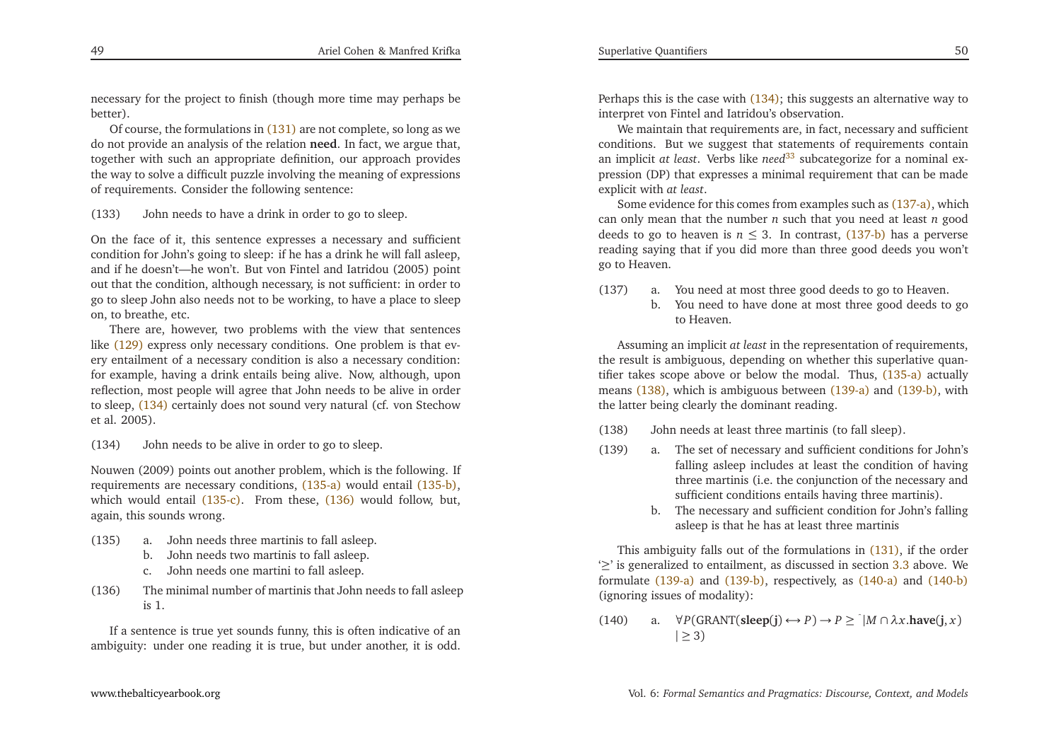necessary for the project to finish (though more time may perhaps be better).

Of course, the formulations in (131) are not complete, so long as we do not provide an analysis of the relation **need**. In fact, we argue that, together with such an appropriate definition, our approach provides the way to solve a difficult puzzle involving the meaning of expressions of requirements. Consider the following sentence:

(133) John needs to have a drink in order to go to sleep.

On the face of it, this sentence expresses a necessary and sufficient condition for John's going to sleep: if he has a drink he will fall asleep, and if he doesn't—he won't. But von Fintel and Iatridou (2005) point out that the condition, although necessary, is not sufficient: in order to go to sleep John also needs not to be working, to have a place to sleep on, to breathe, etc.

There are, however, two problems with the view that sentences like (129) express only necessary conditions. One problem is that every entailment of a necessary condition is also a necessary condition: for example, having a drink entails being alive. Now, although, upon reflection, most people will agree that John needs to be alive in order to sleep, (134) certainly does not sound very natural (cf. von Stechow et al. 2005).

(134) John needs to be alive in order to go to sleep.

Nouwen (2009) points out another problem, which is the following. If requirements are necessary conditions, (135-a) would entail (135-b), which would entail (135-c). From these, (136) would follow, but, again, this sounds wrong.

(135) a. John needs three martinis to fall asleep.
b. John needs two martinis to fall asleep.
c. John needs one martini to fall asleep.

(136) The minimal number of martinis that John needs to fall asleep is 1.

If a sentence is true yet sounds funny, this is often indicative of an ambiguity: under one reading it is true, but under another, it is odd.

Perhaps this is the case with (134); this suggests an alternative way to interpret von Fintel and Iatridou's observation.

We maintain that requirements are, in fact, necessary and sufficient conditions. But we suggest that statements of requirements contain an implicit *at least*. Verbs like *need*[33] subcategorize for a nominal expression (DP) that expresses a minimal requirement that can be made explicit with *at least*.

Some evidence for this comes from examples such as (137-a), which can only mean that the number $n$ such that you need at least $n$ good deeds to go to heaven is $n \leq 3$. In contrast, (137-b) has a perverse reading saying that if you did more than three good deeds you won't go to Heaven.

(137) a. You need at most three good deeds to go to Heaven.
b. You need to have done at most three good deeds to go to Heaven.

Assuming an implicit *at least* in the representation of requirements, the result is ambiguous, depending on whether this superlative quantifier takes scope above or below the modal. Thus, (135-a) actually means (138), which is ambiguous between (139-a) and (139-b), with the latter being clearly the dominant reading.

(138) John needs at least three martinis (to fall sleep).

(139) a. The set of necessary and sufficient conditions for John's falling asleep includes at least the condition of having three martinis (i.e. the conjunction of the necessary and sufficient conditions entails having three martinis).
b. The necessary and sufficient condition for John's falling asleep is that he has at least three martinis

This ambiguity falls out of the formulations in (131), if the order '$\geq$' is generalized to entailment, as discussed in section 3.3 above. We formulate (139-a) and (139-b), respectively, as (140-a) and (140-b) (ignoring issues of modality):

(140) a. $\forall P(\text{GRANT}(\textbf{sleep}(\textbf{j}) \leftrightarrow P) \rightarrow P \geq \hat{\ } |M \cap \lambda x.\textbf{have}(\textbf{j}, x) | \geq 3)$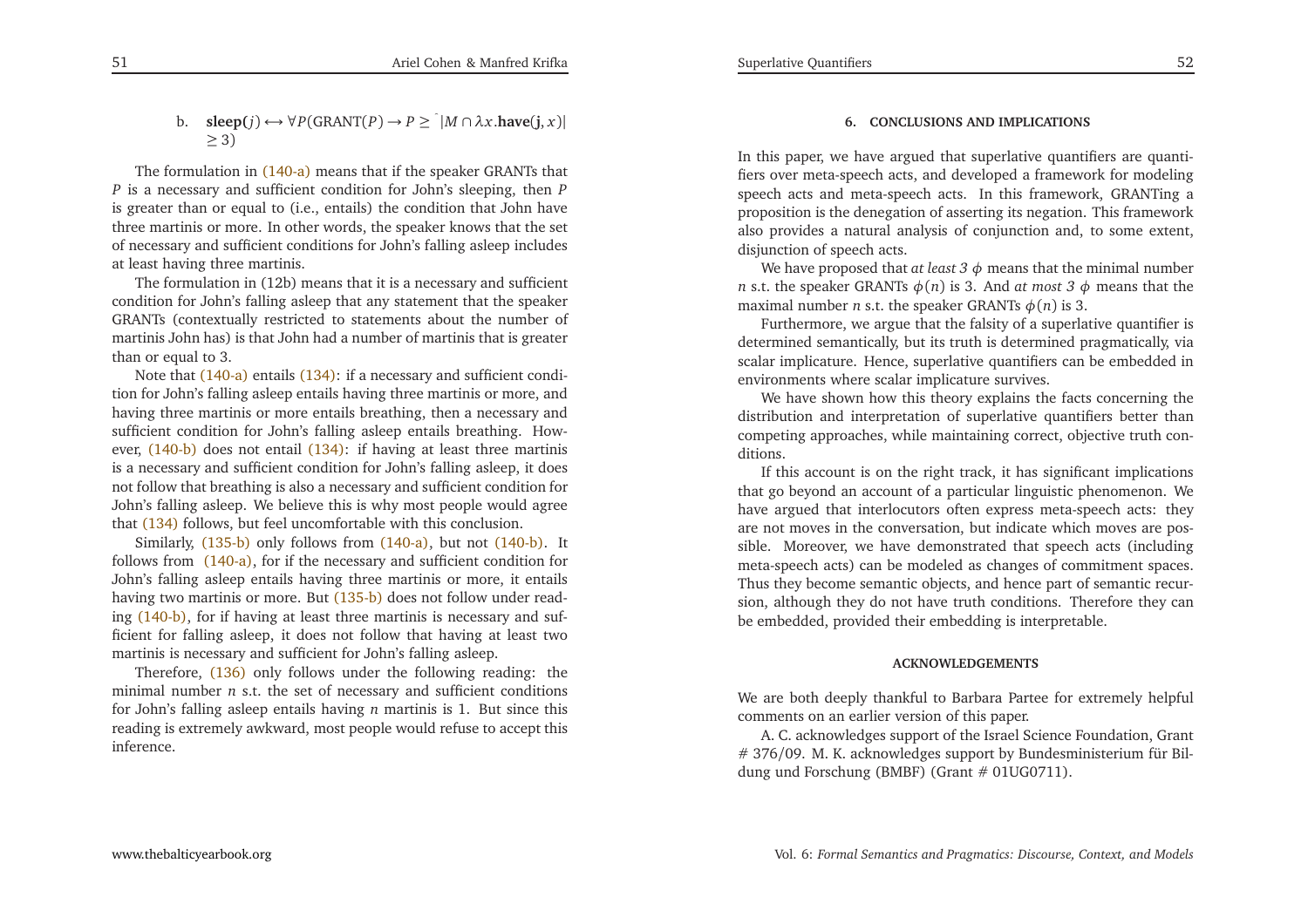b. $\mathbf{sleep}(j) \leftrightarrow \forall P(\text{GRANT}(P) \rightarrow P \geq {}^{\cdot}|M \cap \lambda x.\mathbf{have}(\mathbf{j}, x)| \geq 3)$

The formulation in (140-a) means that if the speaker GRANTs that $P$ is a necessary and sufficient condition for John's sleeping, then $P$ is greater than or equal to (i.e., entails) the condition that John have three martinis or more. In other words, the speaker knows that the set of necessary and sufficient conditions for John's falling asleep includes at least having three martinis.

The formulation in (12b) means that it is a necessary and sufficient condition for John's falling asleep that any statement that the speaker GRANTs (contextually restricted to statements about the number of martinis John has) is that John had a number of martinis that is greater than or equal to 3.

Note that (140-a) entails (134): if a necessary and sufficient condition for John's falling asleep entails having three martinis or more, and having three martinis or more entails breathing, then a necessary and sufficient condition for John's falling asleep entails breathing. However, (140-b) does not entail (134): if having at least three martinis is a necessary and sufficient condition for John's falling asleep, it does not follow that breathing is also a necessary and sufficient condition for John's falling asleep. We believe this is why most people would agree that (134) follows, but feel uncomfortable with this conclusion.

Similarly, (135-b) only follows from (140-a), but not (140-b). It follows from (140-a), for if the necessary and sufficient condition for John's falling asleep entails having three martinis or more, it entails having two martinis or more. But (135-b) does not follow under reading (140-b), for if having at least three martini is necessary and sufficient for falling asleep, it does not follow that having at least two martinis is necessary and sufficient for John's falling asleep.

Therefore, (136) only follows under the following reading: the minimal number $n$ s.t. the set of necessary and sufficient conditions for John's falling asleep entails having $n$ martinis is 1. But since this reading is extremely awkward, most people would refuse to accept this inference.

## 6. CONCLUSIONS AND IMPLICATIONS

In this paper, we have argued that superlative quantifiers are quantifiers over meta-speech acts, and developed a framework for modeling speech acts and meta-speech acts. In this framework, GRANTing a proposition is the denegation of asserting its negation. This framework also provides a natural analysis of conjunction and, to some extent, disjunction of speech acts.

We have proposed that *at least 3 $\phi$* means that the minimal number $n$ s.t. the speaker GRANTs $\phi(n)$ is 3. And *at most 3 $\phi$* means that the maximal number $n$ s.t. the speaker GRANTs $\phi(n)$ is 3.

Furthermore, we argue that the falsity of a superlative quantifier is determined semantically, but its truth is determined pragmatically, via scalar implicature. Hence, superlative quantifiers can be embedded in environments where scalar implicature survives.

We have shown how this theory explains the facts concerning the distribution and interpretation of superlative quantifiers better than competing approaches, while maintaining correct, objective truth conditions.

If this account is on the right track, it has significant implications that go beyond an account of a particular linguistic phenomenon. We have argued that interlocutors often express meta-speech acts: they are not moves in the conversation, but indicate which moves are possible. Moreover, we have demonstrated that speech acts (including meta-speech acts) can be modeled as changes of commitment spaces. Thus they become semantic objects, and hence part of semantic recursion, although they do not have truth conditions. Therefore they can be embedded, provided their embedding is interpretable.

## ACKNOWLEDGEMENTS

We are both deeply thankful to Barbara Partee for extremely helpful comments on an earlier version of this paper.

A. C. acknowledges support of the Israel Science Foundation, Grant # 376/09. M. K. acknowledges support by Bundesministerium für Bildung und Forschung (BMBF) (Grant # 01UG0711).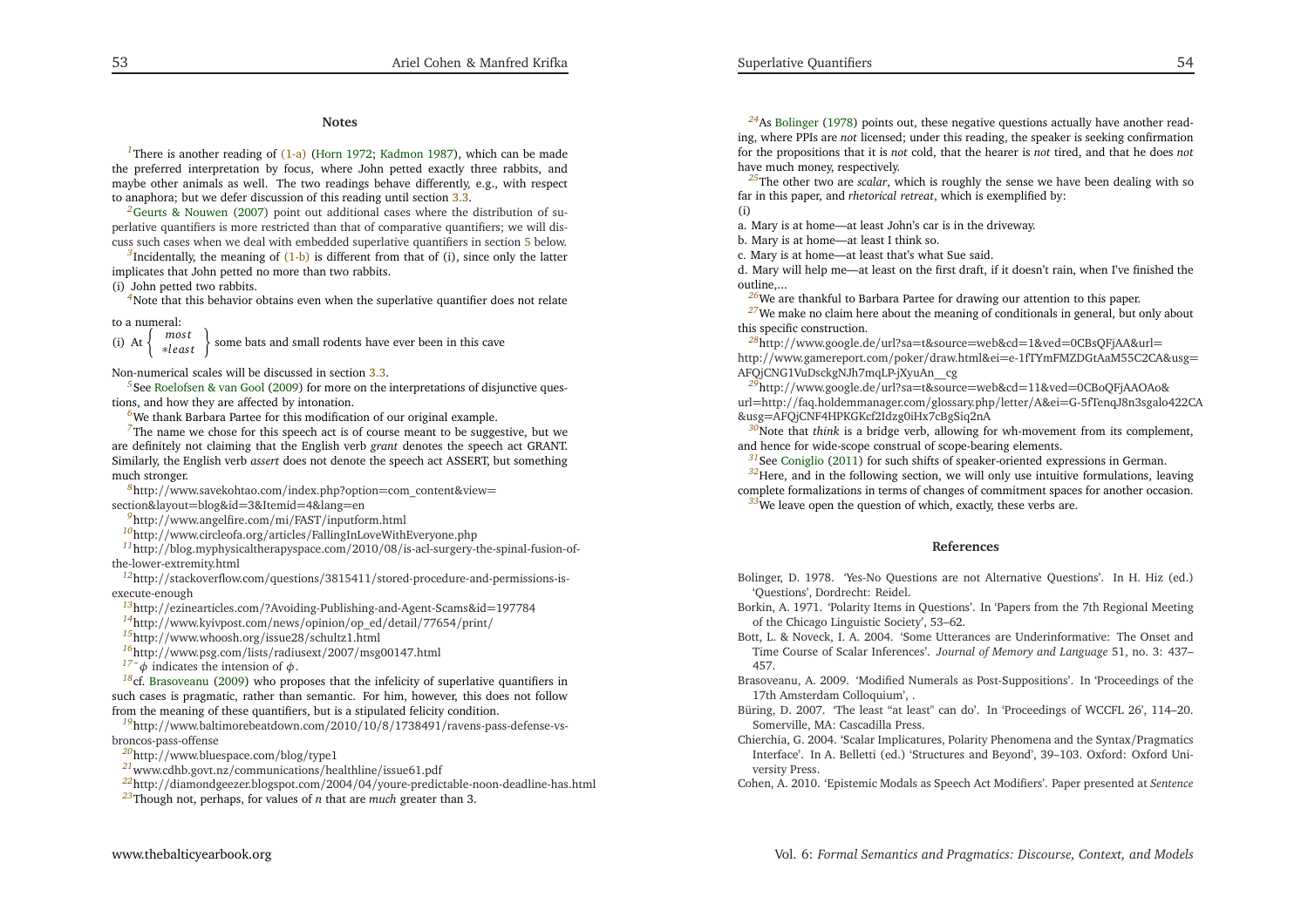## Notes

[1]There is another reading of (1-a) (Horn 1972; Kadmon 1987), which can be made the preferred interpretation by focus, where John petted exactly three rabbits, and maybe other animals as well. The two readings behave differently, e.g., with respect to anaphora; but we defer discussion of this reading until section 3.3.

[2]Geurts & Nouwen (2007) point out additional cases where the distribution of superlative quantifiers is more restricted than that of comparative quantifiers; we will discuss such cases when we deal with embedded superlative quantifiers in section 5 below.

[3]Incidentally, the meaning of (1-b) is different from that of (i), since only the latter implicates that John petted no more than two rabbits.

(i) John petted two rabbits.

[4]Note that this behavior obtains even when the superlative quantifier does not relate to a numeral:

(i) At $\left\{ \begin{array}{c} most \\ *least \end{array} \right\}$ some bats and small rodents have ever been in this cave

Non-numerical scales will be discussed in section 3.3.

[5]See Roelofsen & van Gool (2009) for more on the interpretations of disjunctive questions, and how they are affected by intonation.

[6]We thank Barbara Partee for this modification of our original example.

[7]The name we chose for this speech act is of course meant to be suggestive, but we are definitely not claiming that the English verb *grant* denotes the speech act GRANT. Similarly, the English verb *assert* does not denote the speech act ASSERT, but something much stronger.

[8]http://www.savekohtao.com/index.php?option=com_content&view=section&layout=blog&id=3&Itemid=4&lang=en

[9]http://www.angelfire.com/mi/FAST/inputform.html

[10]http://www.circleofa.org/articles/FallingInLoveWithEveryone.php

[11]http://blog.myphysicaltherapyspace.com/2010/08/is-acl-surgery-the-spinal-fusion-of-the-lower-extremity.html

[12]http://stackoverflow.com/questions/3815411/stored-procedure-and-permissions-is-execute-enough

[13]http://ezinearticles.com/?Avoiding-Publishing-and-Agent-Scams&id=197784

[14]http://www.kyivpost.com/news/opinion/op_ed/detail/77654/print/

[15]http://www.whoosh.org/issue28/schultz1.html

[16]http://www.psg.com/lists/radiusext/2007/msg00147.html

[17]$^\wedge\phi$ indicates the intension of $\phi$.

[18]cf. Brasoveanu (2009) who proposes that the infelicity of superlative quantifiers in such cases is pragmatic, rather than semantic. For him, however, this does not follow from the meaning of these quantifiers, but is a stipulated felicity condition.

[19]http://www.baltimorebeatdown.com/2010/10/8/1738491/ravens-pass-defense-vs-broncos-pass-offense

[20]http://www.bluespace.com/blog/type1

[21]www.cdhb.govt.nz/communications/healthline/issue61.pdf

[22]http://diamondgeezer.blogspot.com/2004/04/youre-predictable-noon-deadline-has.html

[23]Though not, perhaps, for values of *n* that are *much* greater than 3.

[24]As Bolinger (1978) points out, these negative questions actually have another reading, where PPIs are *not* licensed; under this reading, the speaker is seeking confirmation for the propositions that it is *not* cold, that the hearer is *not* tired, and that he does *not* have much money, respectively.

[25]The other two are *scalar*, which is roughly the sense we have been dealing with so far in this paper, and *rhetorical retreat*, which is exemplified by:

(i)

a. Mary is at home—at least John's car is in the driveway.

b. Mary is at home—at least I think so.

c. Mary is at home—at least that's what Sue said.

d. Mary will help me—at least on the first draft, if it doesn't rain, when I've finished the outline,...

[26]We are thankful to Barbara Partee for drawing our attention to this paper.

[27]We make no claim here about the meaning of conditionals in general, but only about this specific construction.

[28]http://www.google.de/url?sa=t&source=web&cd=1&ved=0CBsQFjAA&url=http://www.gamereport.com/poker/draw.html&ei=e-1fTYmFMZDGtAaM55C2CA&usg=AFQjCNG1VuDsckgNJh7mqLP-jXyuAn__cg

[29]http://www.google.de/url?sa=t&source=web&cd=11&ved=0CBoQFjAAOAo&url=http://faq.holdemmanager.com/glossary.php/letter/A&ei=G-5fTenqJ8n3sgalo422CA&usg=AFQjCNF4HPKGKcf2Idzg0iHx7cBgSiq2nA

[30]Note that *think* is a bridge verb, allowing for wh-movement from its complement, and hence for wide-scope construal of scope-bearing elements.

[31]See Coniglio (2011) for such shifts of speaker-oriented expressions in German.

[32]Here, and in the following section, we will only use intuitive formulations, leaving complete formalizations in terms of changes of commitment spaces for another occasion.

[33]We leave open the question of which, exactly, these verbs are.

## References

Bolinger, D. 1978. 'Yes-No Questions are not Alternative Questions'. In H. Hiz (ed.) 'Questions', Dordrecht: Reidel.

Borkin, A. 1971. 'Polarity Items in Questions'. In 'Papers from the 7th Regional Meeting of the Chicago Linguistic Society', 53–62.

Bott, L. & Noveck, I. A. 2004. 'Some Utterances are Underinformative: The Onset and Time Course of Scalar Inferences'. *Journal of Memory and Language* 51, no. 3: 437–457.

Brasoveanu, A. 2009. 'Modified Numerals as Post-Suppositions'. In 'Proceedings of the 17th Amsterdam Colloquium', .

Büring, D. 2007. 'The least "at least" can do'. In 'Proceedings of WCCFL 26', 114–20. Somerville, MA: Cascadilla Press.

Chierchia, G. 2004. 'Scalar Implicatures, Polarity Phenomena and the Syntax/Pragmatics Interface'. In A. Belletti (ed.) 'Structures and Beyond', 39–103. Oxford: Oxford University Press.

Cohen, A. 2010. 'Epistemic Modals as Speech Act Modifiers'. Paper presented at *Sentence*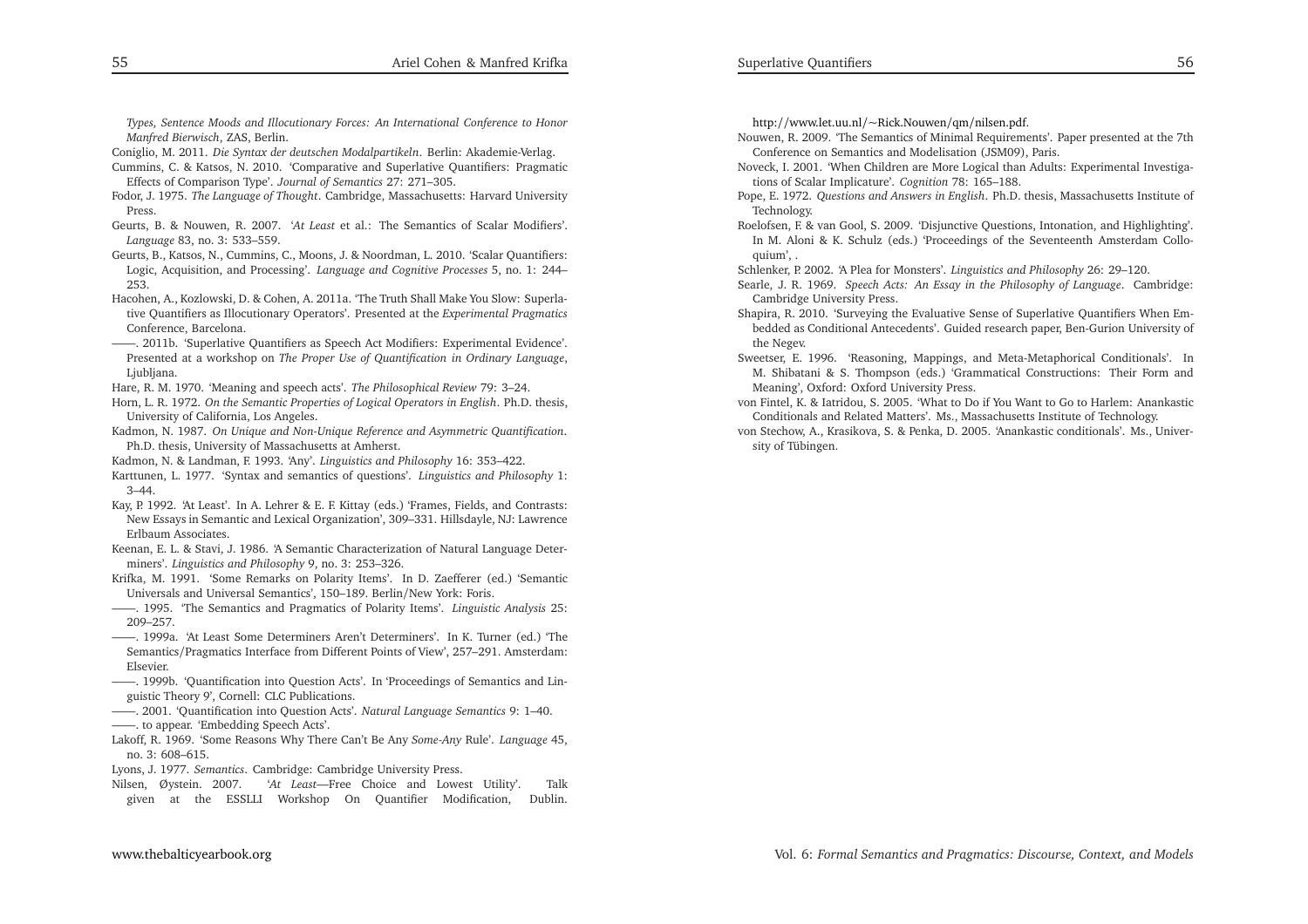*Types, Sentence Moods and Illocutionary Forces: An International Conference to Honor Manfred Bierwisch*, ZAS, Berlin.

Coniglio, M. 2011. *Die Syntax der deutschen Modalpartikeln*. Berlin: Akademie-Verlag.

Cummins, C. & Katsos, N. 2010. 'Comparative and Superlative Quantifiers: Pragmatic Effects of Comparison Type'. *Journal of Semantics* 27: 271–305.

Fodor, J. 1975. *The Language of Thought*. Cambridge, Massachusetts: Harvard University Press.

Geurts, B. & Nouwen, R. 2007. '*At Least* et al.: The Semantics of Scalar Modifiers'. *Language* 83, no. 3: 533–559.

Geurts, B., Katsos, N., Cummins, C., Moons, J. & Noordman, L. 2010. 'Scalar Quantifiers: Logic, Acquisition, and Processing'. *Language and Cognitive Processes* 5, no. 1: 244–253.

Hacohen, A., Kozlowski, D. & Cohen, A. 2011a. 'The Truth Shall Make You Slow: Superlative Quantifiers as Illocutionary Operators'. Presented at the *Experimental Pragmatics* Conference, Barcelona.

——. 2011b. 'Superlative Quantifiers as Speech Act Modifiers: Experimental Evidence'. Presented at a workshop on *The Proper Use of Quantification in Ordinary Language*, Ljubljana.

Hare, R. M. 1970. 'Meaning and speech acts'. *The Philosophical Review* 79: 3–24.

Horn, L. R. 1972. *On the Semantic Properties of Logical Operators in English*. Ph.D. thesis, University of California, Los Angeles.

Kadmon, N. 1987. *On Unique and Non-Unique Reference and Asymmetric Quantification*. Ph.D. thesis, University of Massachusetts at Amherst.

Kadmon, N. & Landman, F. 1993. 'Any'. *Linguistics and Philosophy* 16: 353–422.

Karttunen, L. 1977. 'Syntax and semantics of questions'. *Linguistics and Philosophy* 1: 3–44.

Kay, P. 1992. 'At Least'. In A. Lehrer & E. F. Kittay (eds.) 'Frames, Fields, and Contrasts: New Essays in Semantic and Lexical Organization', 309–331. Hillsdayle, NJ: Lawrence Erlbaum Associates.

Keenan, E. L. & Stavi, J. 1986. 'A Semantic Characterization of Natural Language Determiners'. *Linguistics and Philosophy* 9, no. 3: 253–326.

Krifka, M. 1991. 'Some Remarks on Polarity Items'. In D. Zaefferer (ed.) 'Semantic Universals and Universal Semantics', 150–189. Berlin/New York: Foris.

——. 1995. 'The Semantics and Pragmatics of Polarity Items'. *Linguistic Analysis* 25: 209–257.

——. 1999a. 'At Least Some Determiners Aren't Determiners'. In K. Turner (ed.) 'The Semantics/Pragmatics Interface from Different Points of View', 257–291. Amsterdam: Elsevier.

——. 1999b. 'Quantification into Question Acts'. In 'Proceedings of Semantics and Linguistic Theory 9', Cornell: CLC Publications.

——. 2001. 'Quantification into Question Acts'. *Natural Language Semantics* 9: 1–40.

——. to appear. 'Embedding Speech Acts'.

Lakoff, R. 1969. 'Some Reasons Why There Can't Be Any *Some-Any* Rule'. *Language* 45, no. 3: 608–615.

Lyons, J. 1977. *Semantics*. Cambridge: Cambridge University Press.

Nilsen, Øystein. 2007. '*At Least*—Free Choice and Lowest Utility'. Talk given at the ESSLLI Workshop On Quantifier Modification, Dublin. http://www.let.uu.nl/~Rick.Nouwen/qm/nilsen.pdf.

Nouwen, R. 2009. 'The Semantics of Minimal Requirements'. Paper presented at the 7th Conference on Semantics and Modelisation (JSM09), Paris.

Noveck, I. 2001. 'When Children are More Logical than Adults: Experimental Investigations of Scalar Implicature'. *Cognition* 78: 165–188.

Pope, E. 1972. *Questions and Answers in English*. Ph.D. thesis, Massachusetts Institute of Technology.

Roelofsen, F. & van Gool, S. 2009. 'Disjunctive Questions, Intonation, and Highlighting'. In M. Aloni & K. Schulz (eds.) 'Proceedings of the Seventeenth Amsterdam Colloquium', .

Schlenker, P. 2002. 'A Plea for Monsters'. *Linguistics and Philosophy* 26: 29–120.

Searle, J. R. 1969. *Speech Acts: An Essay in the Philosophy of Language*. Cambridge: Cambridge University Press.

Shapira, R. 2010. 'Surveying the Evaluative Sense of Superlative Quantifiers When Embedded as Conditional Antecedents'. Guided research paper, Ben-Gurion University of the Negev.

Sweetser, E. 1996. 'Reasoning, Mappings, and Meta-Metaphorical Conditionals'. In M. Shibatani & S. Thompson (eds.) 'Grammatical Constructions: Their Form and Meaning', Oxford: Oxford University Press.

von Fintel, K. & Iatridou, S. 2005. 'What to Do if You Want to Go to Harlem: Anankastic Conditionals and Related Matters'. Ms., Massachusetts Institute of Technology.

von Stechow, A., Krasikova, S. & Penka, D. 2005. 'Anankastic conditionals'. Ms., University of Tübingen.